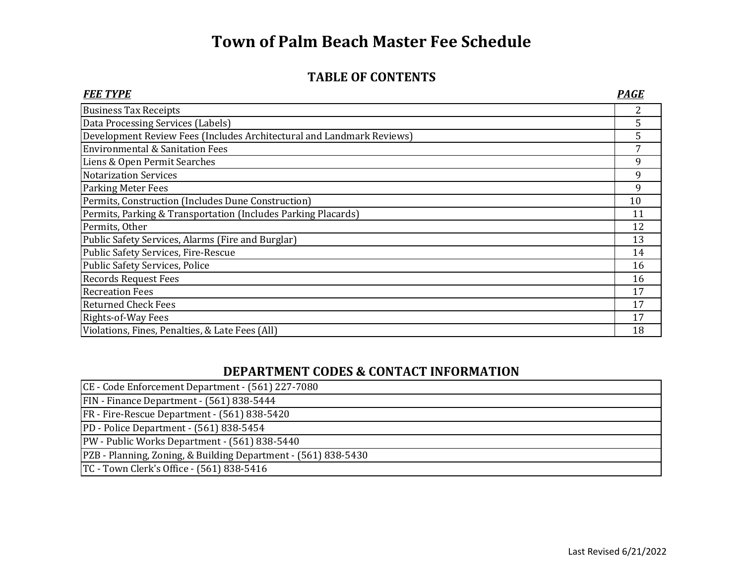# Town of Palm Beach Master Fee Schedule

## TABLE OF CONTENTS

| ***FEE TYPE*** | ***PAGE*** |
|---|---|
| Business Tax Receipts | 2 |
| Data Processing Services (Labels) | 5 |
| Development Review Fees (Includes Architectural and Landmark Reviews) | 5 |
| Environmental & Sanitation Fees | 7 |
| Liens & Open Permit Searches | 9 |
| Notarization Services | 9 |
| Parking Meter Fees | 9 |
| Permits, Construction (Includes Dune Construction) | 10 |
| Permits, Parking & Transportation (Includes Parking Placards) | 11 |
| Permits, Other | 12 |
| Public Safety Services, Alarms (Fire and Burglar) | 13 |
| Public Safety Services, Fire-Rescue | 14 |
| Public Safety Services, Police | 16 |
| Records Request Fees | 16 |
| Recreation Fees | 17 |
| Returned Check Fees | 17 |
| Rights-of-Way Fees | 17 |
| Violations, Fines, Penalties, & Late Fees (All) | 18 |

## DEPARTMENT CODES & CONTACT INFORMATION

| |
|---|
| CE - Code Enforcement Department - (561) 227-7080 |
| FIN - Finance Department - (561) 838-5444 |
| FR - Fire-Rescue Department - (561) 838-5420 |
| PD - Police Department - (561) 838-5454 |
| PW - Public Works Department - (561) 838-5440 |
| PZB - Planning, Zoning, & Building Department - (561) 838-5430 |
| TC - Town Clerk's Office - (561) 838-5416 |

Last Revised 6/21/2022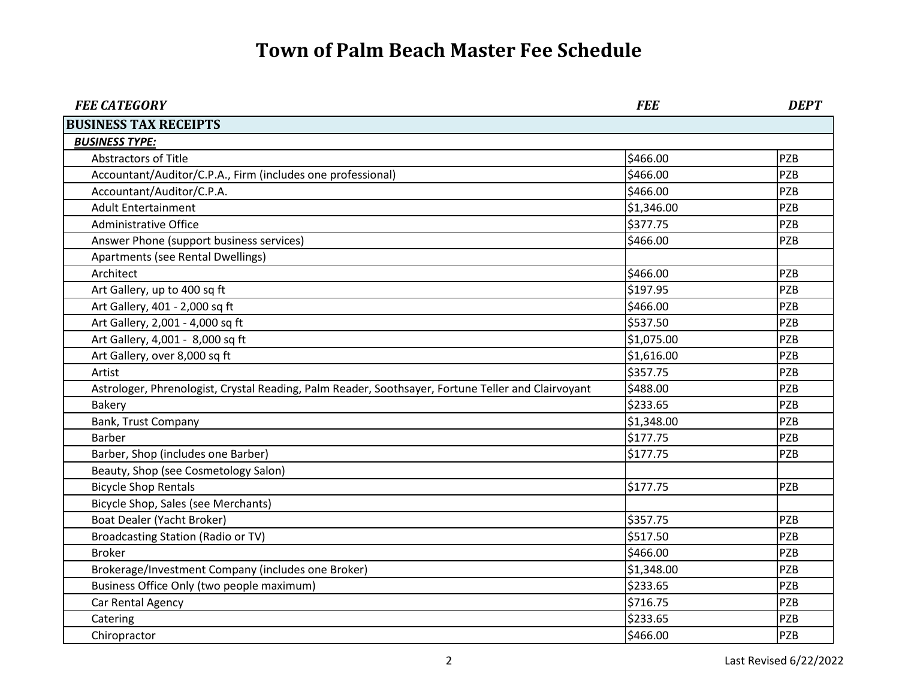# Town of Palm Beach Master Fee Schedule

| *FEE CATEGORY* | *FEE* | *DEPT* |
|---|---|---|
| **BUSINESS TAX RECEIPTS** | | |
| ***BUSINESS TYPE:*** | | |
| Abstractors of Title | $466.00 | PZB |
| Accountant/Auditor/C.P.A., Firm (includes one professional) | $466.00 | PZB |
| Accountant/Auditor/C.P.A. | $466.00 | PZB |
| Adult Entertainment | $1,346.00 | PZB |
| Administrative Office | $377.75 | PZB |
| Answer Phone (support business services) | $466.00 | PZB |
| Apartments (see Rental Dwellings) | | |
| Architect | $466.00 | PZB |
| Art Gallery, up to 400 sq ft | $197.95 | PZB |
| Art Gallery, 401 - 2,000 sq ft | $466.00 | PZB |
| Art Gallery, 2,001 - 4,000 sq ft | $537.50 | PZB |
| Art Gallery, 4,001 - 8,000 sq ft | $1,075.00 | PZB |
| Art Gallery, over 8,000 sq ft | $1,616.00 | PZB |
| Artist | $357.75 | PZB |
| Astrologer, Phrenologist, Crystal Reading, Palm Reader, Soothsayer, Fortune Teller and Clairvoyant | $488.00 | PZB |
| Bakery | $233.65 | PZB |
| Bank, Trust Company | $1,348.00 | PZB |
| Barber | $177.75 | PZB |
| Barber, Shop (includes one Barber) | $177.75 | PZB |
| Beauty, Shop (see Cosmetology Salon) | | |
| Bicycle Shop Rentals | $177.75 | PZB |
| Bicycle Shop, Sales (see Merchants) | | |
| Boat Dealer (Yacht Broker) | $357.75 | PZB |
| Broadcasting Station (Radio or TV) | $517.50 | PZB |
| Broker | $466.00 | PZB |
| Brokerage/Investment Company (includes one Broker) | $1,348.00 | PZB |
| Business Office Only (two people maximum) | $233.65 | PZB |
| Car Rental Agency | $716.75 | PZB |
| Catering | $233.65 | PZB |
| Chiropractor | $466.00 | PZB |

Last Revised 6/22/2022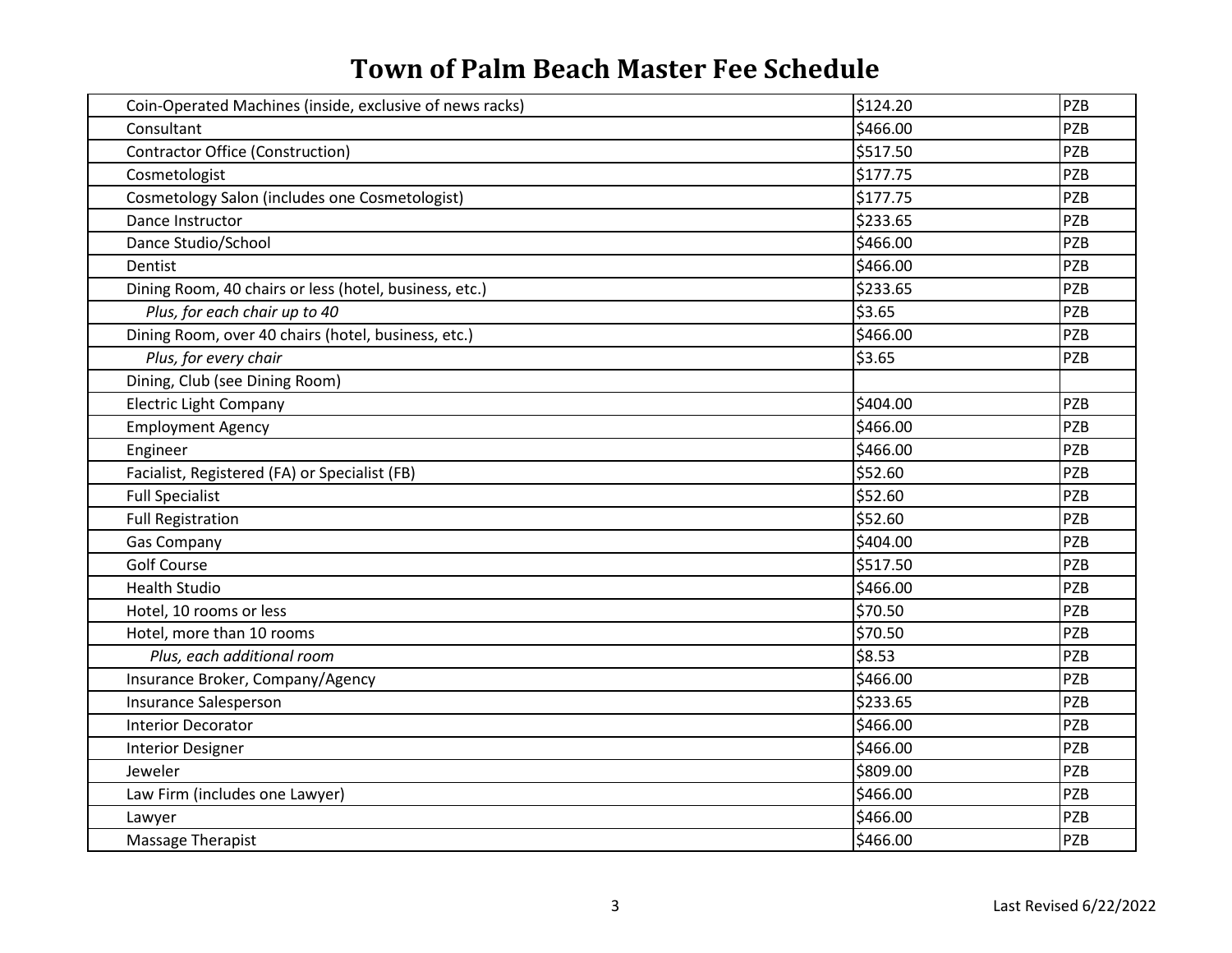# Town of Palm Beach Master Fee Schedule

| | | |
|---|---|---|
| Coin-Operated Machines (inside, exclusive of news racks) | $124.20 | PZB |
| Consultant | $466.00 | PZB |
| Contractor Office (Construction) | $517.50 | PZB |
| Cosmetologist | $177.75 | PZB |
| Cosmetology Salon (includes one Cosmetologist) | $177.75 | PZB |
| Dance Instructor | $233.65 | PZB |
| Dance Studio/School | $466.00 | PZB |
| Dentist | $466.00 | PZB |
| Dining Room, 40 chairs or less (hotel, business, etc.) | $233.65 | PZB |
| *Plus, for each chair up to 40* | $3.65 | PZB |
| Dining Room, over 40 chairs (hotel, business, etc.) | $466.00 | PZB |
| *Plus, for every chair* | $3.65 | PZB |
| Dining, Club (see Dining Room) | | |
| Electric Light Company | $404.00 | PZB |
| Employment Agency | $466.00 | PZB |
| Engineer | $466.00 | PZB |
| Facialist, Registered (FA) or Specialist (FB) | $52.60 | PZB |
| Full Specialist | $52.60 | PZB |
| Full Registration | $52.60 | PZB |
| Gas Company | $404.00 | PZB |
| Golf Course | $517.50 | PZB |
| Health Studio | $466.00 | PZB |
| Hotel, 10 rooms or less | $70.50 | PZB |
| Hotel, more than 10 rooms | $70.50 | PZB |
| *Plus, each additional room* | $8.53 | PZB |
| Insurance Broker, Company/Agency | $466.00 | PZB |
| Insurance Salesperson | $233.65 | PZB |
| Interior Decorator | $466.00 | PZB |
| Interior Designer | $466.00 | PZB |
| Jeweler | $809.00 | PZB |
| Law Firm (includes one Lawyer) | $466.00 | PZB |
| Lawyer | $466.00 | PZB |
| Massage Therapist | $466.00 | PZB |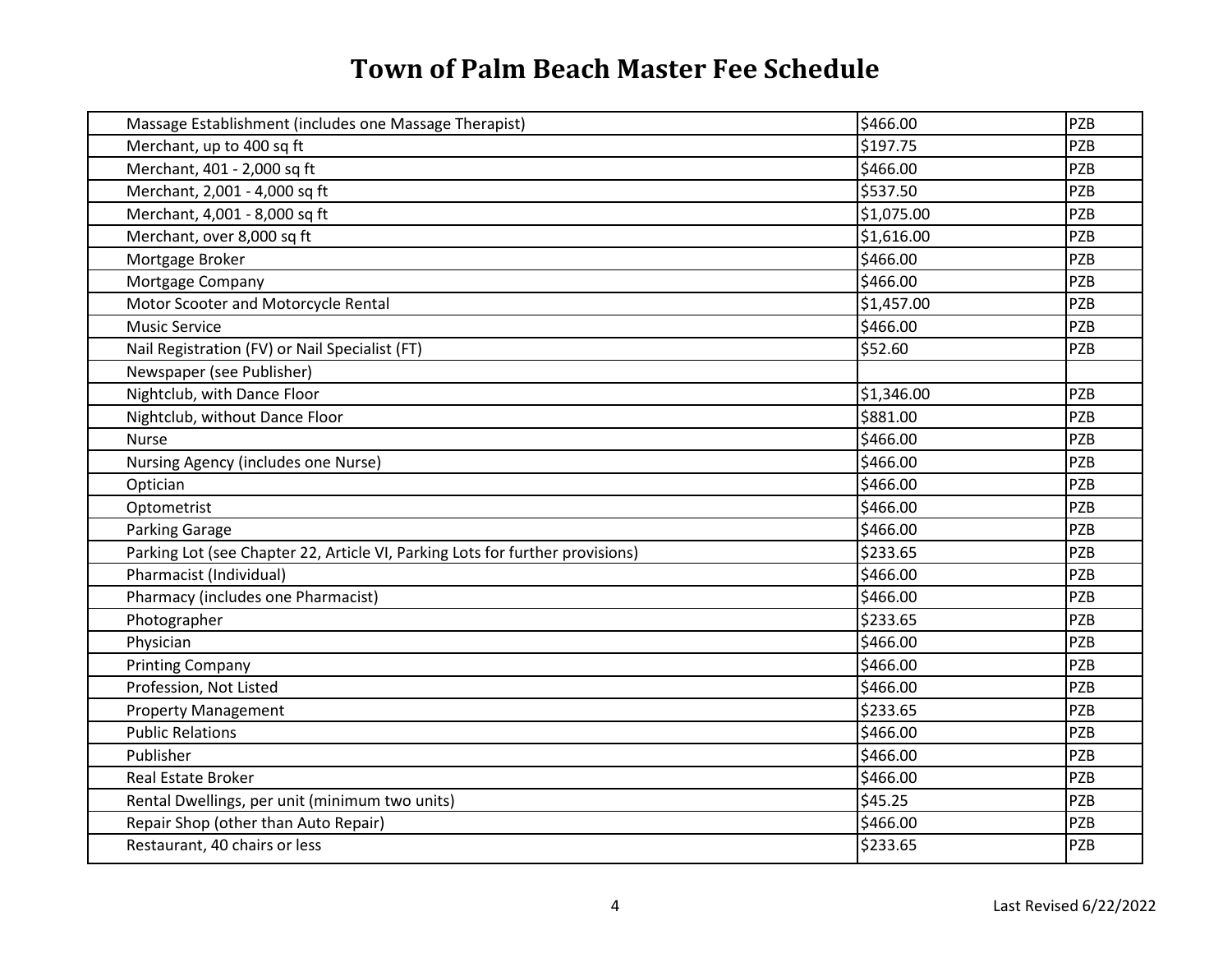# Town of Palm Beach Master Fee Schedule

| | | |
|---|---|---|
| Massage Establishment (includes one Massage Therapist) | $466.00 | PZB |
| Merchant, up to 400 sq ft | $197.75 | PZB |
| Merchant, 401 - 2,000 sq ft | $466.00 | PZB |
| Merchant, 2,001 - 4,000 sq ft | $537.50 | PZB |
| Merchant, 4,001 - 8,000 sq ft | $1,075.00 | PZB |
| Merchant, over 8,000 sq ft | $1,616.00 | PZB |
| Mortgage Broker | $466.00 | PZB |
| Mortgage Company | $466.00 | PZB |
| Motor Scooter and Motorcycle Rental | $1,457.00 | PZB |
| Music Service | $466.00 | PZB |
| Nail Registration (FV) or Nail Specialist (FT) | $52.60 | PZB |
| Newspaper (see Publisher) | | |
| Nightclub, with Dance Floor | $1,346.00 | PZB |
| Nightclub, without Dance Floor | $881.00 | PZB |
| Nurse | $466.00 | PZB |
| Nursing Agency (includes one Nurse) | $466.00 | PZB |
| Optician | $466.00 | PZB |
| Optometrist | $466.00 | PZB |
| Parking Garage | $466.00 | PZB |
| Parking Lot (see Chapter 22, Article VI, Parking Lots for further provisions) | $233.65 | PZB |
| Pharmacist (Individual) | $466.00 | PZB |
| Pharmacy (includes one Pharmacist) | $466.00 | PZB |
| Photographer | $233.65 | PZB |
| Physician | $466.00 | PZB |
| Printing Company | $466.00 | PZB |
| Profession, Not Listed | $466.00 | PZB |
| Property Management | $233.65 | PZB |
| Public Relations | $466.00 | PZB |
| Publisher | $466.00 | PZB |
| Real Estate Broker | $466.00 | PZB |
| Rental Dwellings, per unit (minimum two units) | $45.25 | PZB |
| Repair Shop (other than Auto Repair) | $466.00 | PZB |
| Restaurant, 40 chairs or less | $233.65 | PZB |

Last Revised 6/22/2022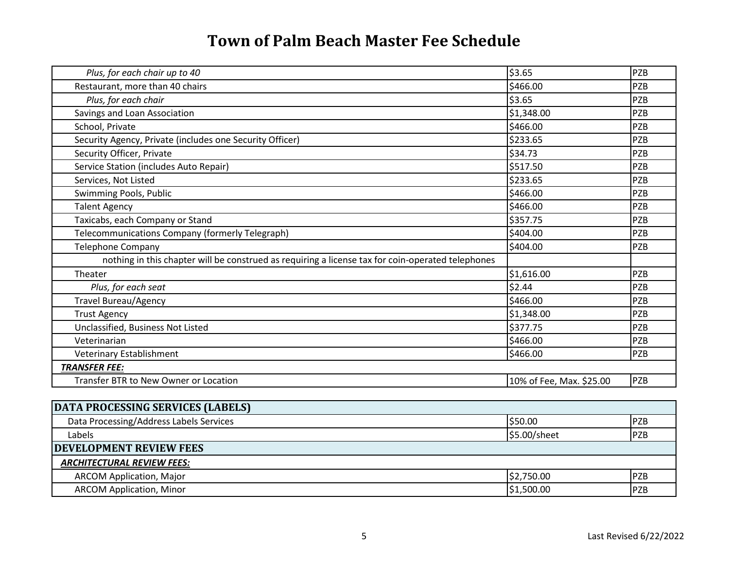# Town of Palm Beach Master Fee Schedule

| | | |
|---|---|---|
| *Plus, for each chair up to 40* | $3.65 | PZB |
| Restaurant, more than 40 chairs | $466.00 | PZB |
| *Plus, for each chair* | $3.65 | PZB |
| Savings and Loan Association | $1,348.00 | PZB |
| School, Private | $466.00 | PZB |
| Security Agency, Private (includes one Security Officer) | $233.65 | PZB |
| Security Officer, Private | $34.73 | PZB |
| Service Station (includes Auto Repair) | $517.50 | PZB |
| Services, Not Listed | $233.65 | PZB |
| Swimming Pools, Public | $466.00 | PZB |
| Talent Agency | $466.00 | PZB |
| Taxicabs, each Company or Stand | $357.75 | PZB |
| Telecommunications Company (formerly Telegraph) | $404.00 | PZB |
| Telephone Company | $404.00 | PZB |
| nothing in this chapter will be construed as requiring a license tax for coin-operated telephones | | |
| Theater | $1,616.00 | PZB |
| *Plus, for each seat* | $2.44 | PZB |
| Travel Bureau/Agency | $466.00 | PZB |
| Trust Agency | $1,348.00 | PZB |
| Unclassified, Business Not Listed | $377.75 | PZB |
| Veterinarian | $466.00 | PZB |
| Veterinary Establishment | $466.00 | PZB |
| ***TRANSFER FEE:*** | | |
| Transfer BTR to New Owner or Location | 10% of Fee, Max. $25.00 | PZB |

| **DATA PROCESSING SERVICES (LABELS)** | | |
|---|---|---|
| Data Processing/Address Labels Services | $50.00 | PZB |
| Labels | $5.00/sheet | PZB |
| **DEVELOPMENT REVIEW FEES** | | |
| ***ARCHITECTURAL REVIEW FEES:*** | | |
| ARCOM Application, Major | $2,750.00 | PZB |
| ARCOM Application, Minor | $1,500.00 | PZB |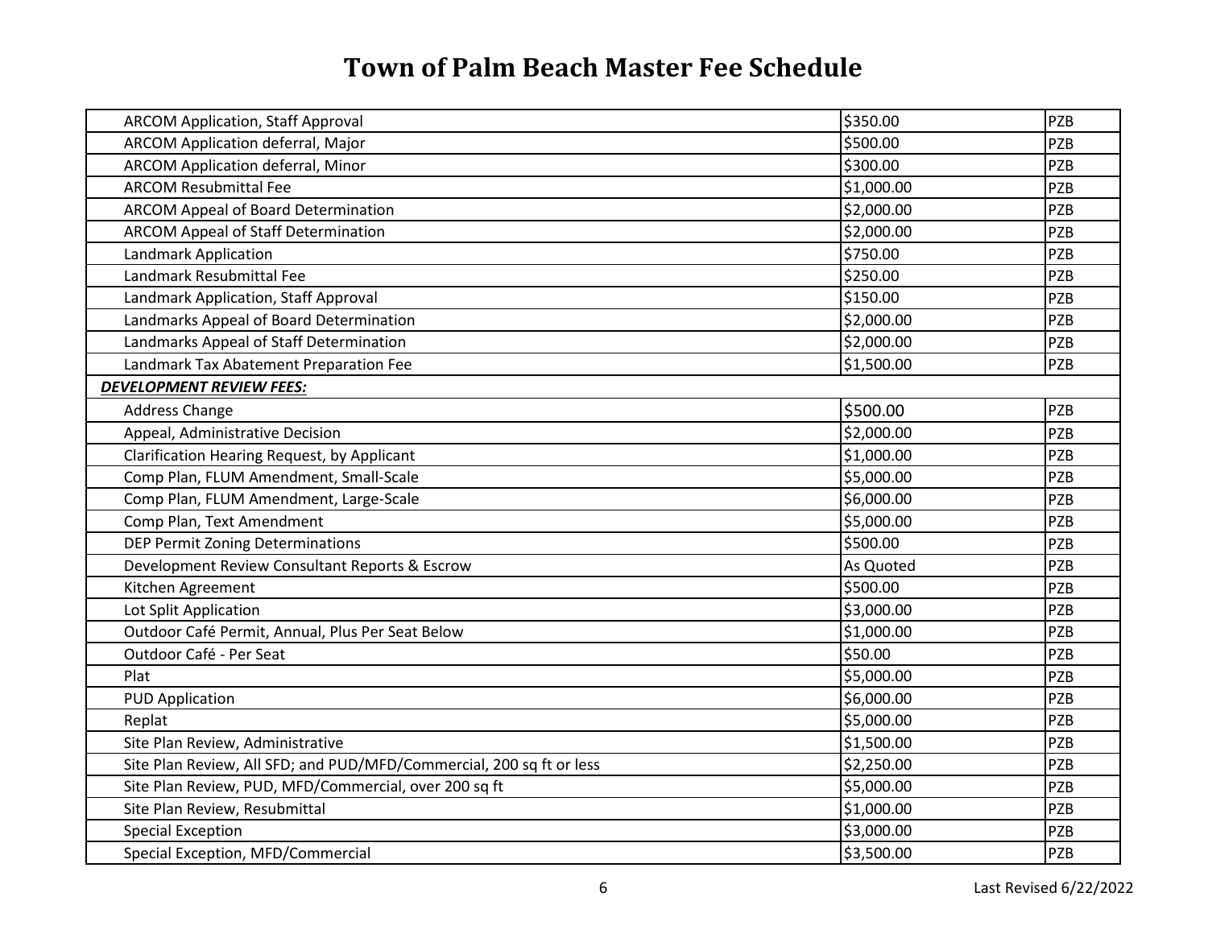# Town of Palm Beach Master Fee Schedule

| | | |
|---|---|---|
| ARCOM Application, Staff Approval | $350.00 | PZB |
| ARCOM Application deferral, Major | $500.00 | PZB |
| ARCOM Application deferral, Minor | $300.00 | PZB |
| ARCOM Resubmittal Fee | $1,000.00 | PZB |
| ARCOM Appeal of Board Determination | $2,000.00 | PZB |
| ARCOM Appeal of Staff Determination | $2,000.00 | PZB |
| Landmark Application | $750.00 | PZB |
| Landmark Resubmittal Fee | $250.00 | PZB |
| Landmark Application, Staff Approval | $150.00 | PZB |
| Landmarks Appeal of Board Determination | $2,000.00 | PZB |
| Landmarks Appeal of Staff Determination | $2,000.00 | PZB |
| Landmark Tax Abatement Preparation Fee | $1,500.00 | PZB |
| ***DEVELOPMENT REVIEW FEES:*** | | |
| Address Change | $500.00 | PZB |
| Appeal, Administrative Decision | $2,000.00 | PZB |
| Clarification Hearing Request, by Applicant | $1,000.00 | PZB |
| Comp Plan, FLUM Amendment, Small-Scale | $5,000.00 | PZB |
| Comp Plan, FLUM Amendment, Large-Scale | $6,000.00 | PZB |
| Comp Plan, Text Amendment | $5,000.00 | PZB |
| DEP Permit Zoning Determinations | $500.00 | PZB |
| Development Review Consultant Reports & Escrow | As Quoted | PZB |
| Kitchen Agreement | $500.00 | PZB |
| Lot Split Application | $3,000.00 | PZB |
| Outdoor Café Permit, Annual, Plus Per Seat Below | $1,000.00 | PZB |
| Outdoor Café - Per Seat | $50.00 | PZB |
| Plat | $5,000.00 | PZB |
| PUD Application | $6,000.00 | PZB |
| Replat | $5,000.00 | PZB |
| Site Plan Review, Administrative | $1,500.00 | PZB |
| Site Plan Review, All SFD; and PUD/MFD/Commercial, 200 sq ft or less | $2,250.00 | PZB |
| Site Plan Review, PUD, MFD/Commercial, over 200 sq ft | $5,000.00 | PZB |
| Site Plan Review, Resubmittal | $1,000.00 | PZB |
| Special Exception | $3,000.00 | PZB |
| Special Exception, MFD/Commercial | $3,500.00 | PZB |

Last Revised 6/22/2022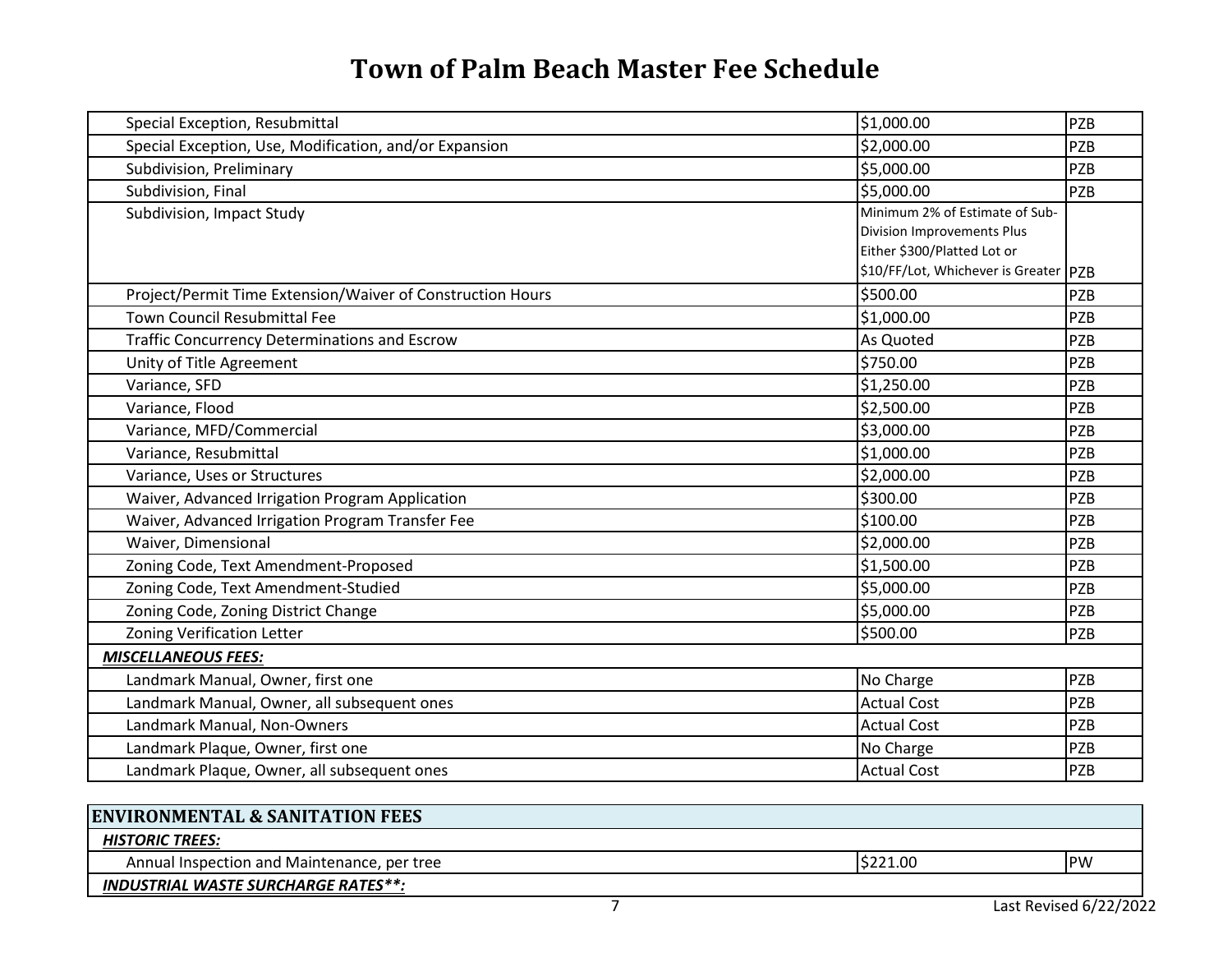# Town of Palm Beach Master Fee Schedule

| | | |
|---|---|---|
| Special Exception, Resubmittal | $1,000.00 | PZB |
| Special Exception, Use, Modification, and/or Expansion | $2,000.00 | PZB |
| Subdivision, Preliminary | $5,000.00 | PZB |
| Subdivision, Final | $5,000.00 | PZB |
| Subdivision, Impact Study | Minimum 2% of Estimate of Sub-Division Improvements Plus Either $300/Platted Lot or $10/FF/Lot, Whichever is Greater | PZB |
| Project/Permit Time Extension/Waiver of Construction Hours | $500.00 | PZB |
| Town Council Resubmittal Fee | $1,000.00 | PZB |
| Traffic Concurrency Determinations and Escrow | As Quoted | PZB |
| Unity of Title Agreement | $750.00 | PZB |
| Variance, SFD | $1,250.00 | PZB |
| Variance, Flood | $2,500.00 | PZB |
| Variance, MFD/Commercial | $3,000.00 | PZB |
| Variance, Resubmittal | $1,000.00 | PZB |
| Variance, Uses or Structures | $2,000.00 | PZB |
| Waiver, Advanced Irrigation Program Application | $300.00 | PZB |
| Waiver, Advanced Irrigation Program Transfer Fee | $100.00 | PZB |
| Waiver, Dimensional | $2,000.00 | PZB |
| Zoning Code, Text Amendment-Proposed | $1,500.00 | PZB |
| Zoning Code, Text Amendment-Studied | $5,000.00 | PZB |
| Zoning Code, Zoning District Change | $5,000.00 | PZB |
| Zoning Verification Letter | $500.00 | PZB |
| ***MISCELLANEOUS FEES:*** | | |
| Landmark Manual, Owner, first one | No Charge | PZB |
| Landmark Manual, Owner, all subsequent ones | Actual Cost | PZB |
| Landmark Manual, Non-Owners | Actual Cost | PZB |
| Landmark Plaque, Owner, first one | No Charge | PZB |
| Landmark Plaque, Owner, all subsequent ones | Actual Cost | PZB |

| **ENVIRONMENTAL & SANITATION FEES** | | |
|---|---|---|
| ***HISTORIC TREES:*** | | |
| Annual Inspection and Maintenance, per tree | $221.00 | PW |
| ***INDUSTRIAL WASTE SURCHARGE RATES**:*** | | |

Last Revised 6/22/2022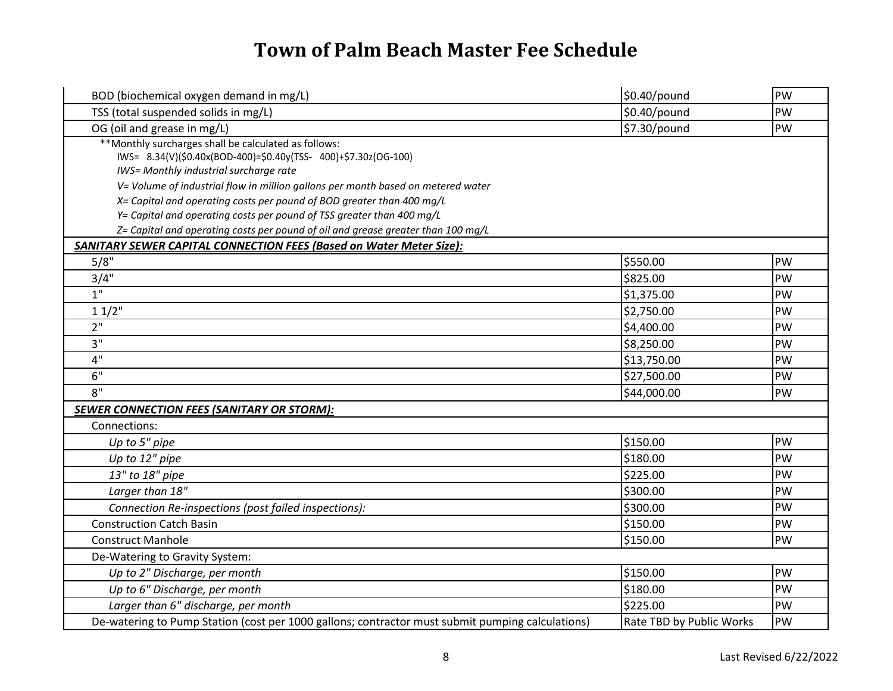# Town of Palm Beach Master Fee Schedule

| | | |
|---|---|---|
| BOD (biochemical oxygen demand in mg/L) | $0.40/pound | PW |
| TSS (total suspended solids in mg/L) | $0.40/pound | PW |
| OG (oil and grease in mg/L) | $7.30/pound | PW |
| **Monthly surcharges shall be calculated as follows:<br>IWS= 8.34(V)($0.40x(BOD-400)=$0.40y(TSS- 400)+$7.30z(OG-100)<br>*IWS= Monthly industrial surcharge rate*<br>*V= Volume of industrial flow in million gallons per month based on metered water*<br>*X= Capital and operating costs per pound of BOD greater than 400 mg/L*<br>*Y= Capital and operating costs per pound of TSS greater than 400 mg/L*<br>*Z= Capital and operating costs per pound of oil and grease greater than 100 mg/L* | | |
| ***SANITARY SEWER CAPITAL CONNECTION FEES (Based on Water Meter Size):*** | | |
| 5/8" | $550.00 | PW |
| 3/4" | $825.00 | PW |
| 1" | $1,375.00 | PW |
| 1 1/2" | $2,750.00 | PW |
| 2" | $4,400.00 | PW |
| 3" | $8,250.00 | PW |
| 4" | $13,750.00 | PW |
| 6" | $27,500.00 | PW |
| 8" | $44,000.00 | PW |
| ***SEWER CONNECTION FEES (SANITARY OR STORM):*** | | |
| Connections: | | |
| *Up to 5" pipe* | $150.00 | PW |
| *Up to 12" pipe* | $180.00 | PW |
| *13" to 18" pipe* | $225.00 | PW |
| *Larger than 18"* | $300.00 | PW |
| *Connection Re-inspections (post failed inspections):* | $300.00 | PW |
| Construction Catch Basin | $150.00 | PW |
| Construct Manhole | $150.00 | PW |
| De-Watering to Gravity System: | | |
| *Up to 2" Discharge, per month* | $150.00 | PW |
| *Up to 6" Discharge, per month* | $180.00 | PW |
| *Larger than 6" discharge, per month* | $225.00 | PW |
| De-watering to Pump Station (cost per 1000 gallons; contractor must submit pumping calculations) | Rate TBD by Public Works | PW |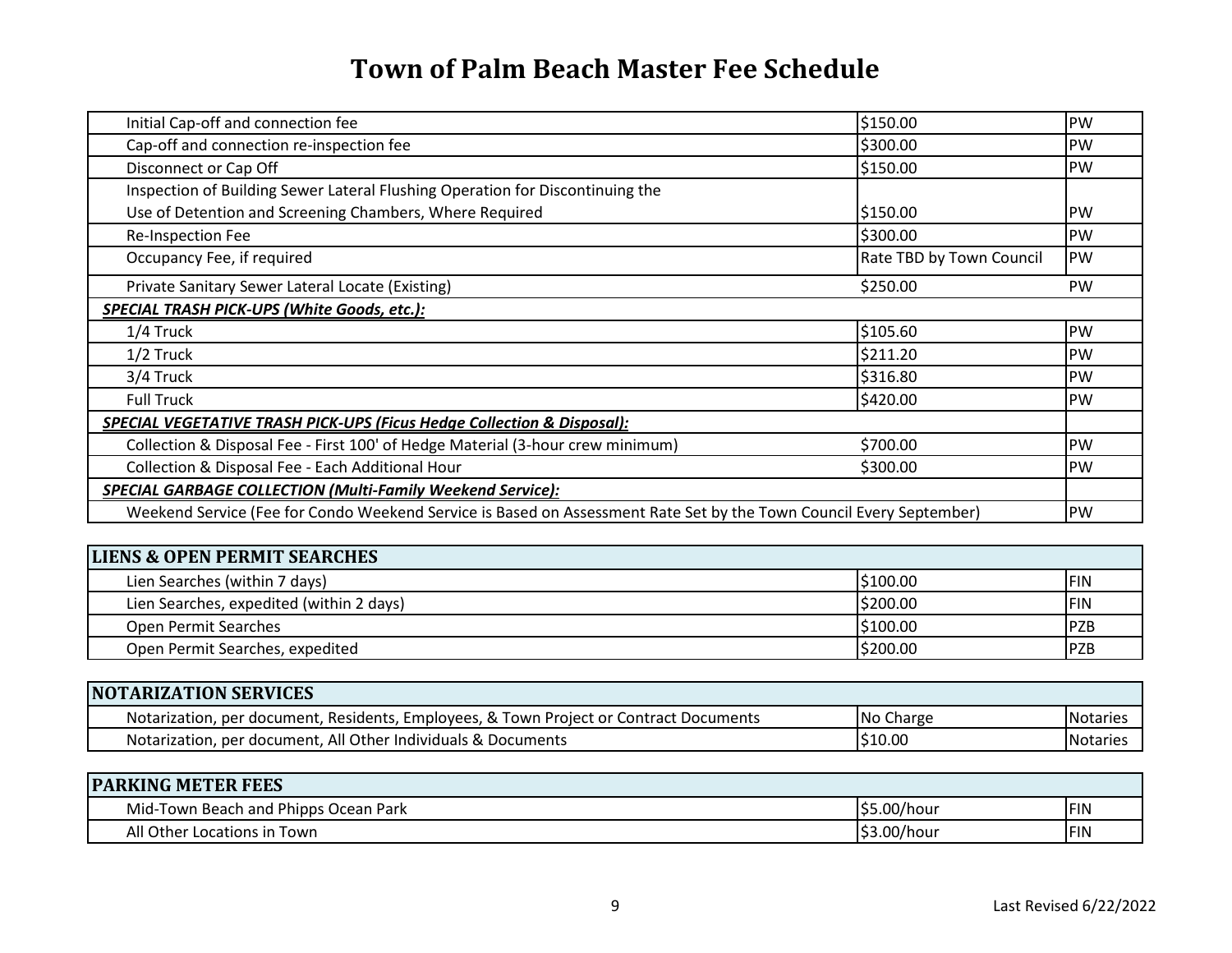# Town of Palm Beach Master Fee Schedule

| | | |
|---|---|---|
| Initial Cap-off and connection fee | $150.00 | PW |
| Cap-off and connection re-inspection fee | $300.00 | PW |
| Disconnect or Cap Off | $150.00 | PW |
| Inspection of Building Sewer Lateral Flushing Operation for Discontinuing the Use of Detention and Screening Chambers, Where Required | $150.00 | PW |
| Re-Inspection Fee | $300.00 | PW |
| Occupancy Fee, if required | Rate TBD by Town Council | PW |
| Private Sanitary Sewer Lateral Locate (Existing) | $250.00 | PW |
| ***SPECIAL TRASH PICK-UPS (White Goods, etc.):*** | | |
| 1/4 Truck | $105.60 | PW |
| 1/2 Truck | $211.20 | PW |
| 3/4 Truck | $316.80 | PW |
| Full Truck | $420.00 | PW |
| ***SPECIAL VEGETATIVE TRASH PICK-UPS (Ficus Hedge Collection & Disposal):*** | | |
| Collection & Disposal Fee - First 100' of Hedge Material (3-hour crew minimum) | $700.00 | PW |
| Collection & Disposal Fee - Each Additional Hour | $300.00 | PW |
| ***SPECIAL GARBAGE COLLECTION (Multi-Family Weekend Service):*** | | |
| Weekend Service (Fee for Condo Weekend Service is Based on Assessment Rate Set by the Town Council Every September) | | PW |

| LIENS & OPEN PERMIT SEARCHES | | |
|---|---|---|
| Lien Searches (within 7 days) | $100.00 | FIN |
| Lien Searches, expedited (within 2 days) | $200.00 | FIN |
| Open Permit Searches | $100.00 | PZB |
| Open Permit Searches, expedited | $200.00 | PZB |

| NOTARIZATION SERVICES | | |
|---|---|---|
| Notarization, per document, Residents, Employees, & Town Project or Contract Documents | No Charge | Notaries |
| Notarization, per document, All Other Individuals & Documents | $10.00 | Notaries |

| PARKING METER FEES | | |
|---|---|---|
| Mid-Town Beach and Phipps Ocean Park | $5.00/hour | FIN |
| All Other Locations in Town | $3.00/hour | FIN |

Last Revised 6/22/2022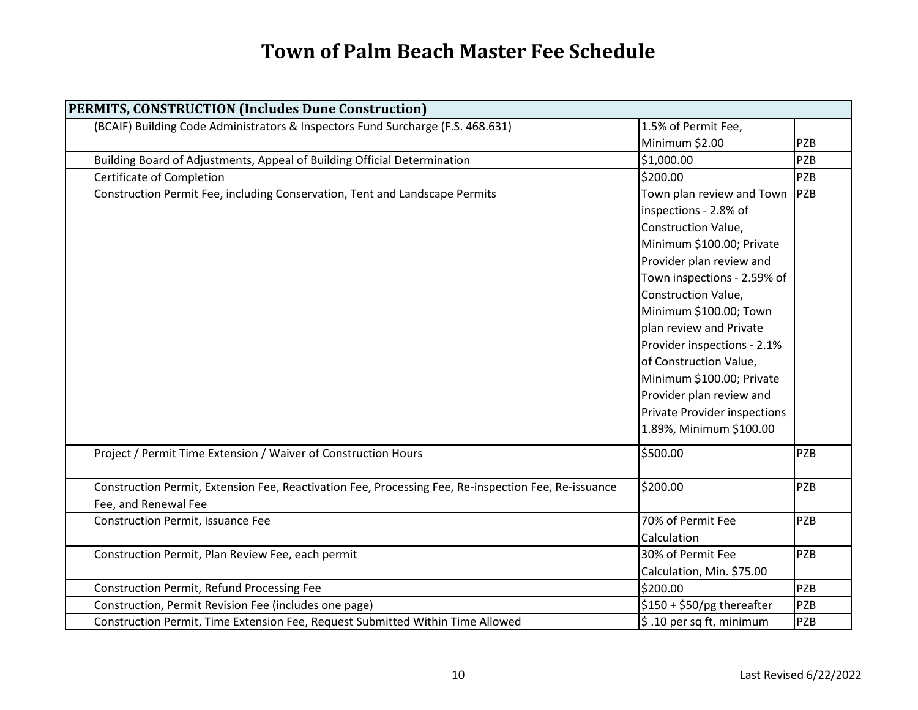# Town of Palm Beach Master Fee Schedule

| PERMITS, CONSTRUCTION (Includes Dune Construction) | | |
|---|---|---|
| (BCAIF) Building Code Administrators & Inspectors Fund Surcharge (F.S. 468.631) | 1.5% of Permit Fee, Minimum $2.00 | PZB |
| Building Board of Adjustments, Appeal of Building Official Determination | $1,000.00 | PZB |
| Certificate of Completion | $200.00 | PZB |
| Construction Permit Fee, including Conservation, Tent and Landscape Permits | Town plan review and Town inspections - 2.8% of Construction Value, Minimum $100.00; Private Provider plan review and Town inspections - 2.59% of Construction Value, Minimum $100.00; Town plan review and Private Provider inspections - 2.1% of Construction Value, Minimum $100.00; Private Provider plan review and Private Provider inspections 1.89%, Minimum $100.00 | PZB |
| Project / Permit Time Extension / Waiver of Construction Hours | $500.00 | PZB |
| Construction Permit, Extension Fee, Reactivation Fee, Processing Fee, Re-inspection Fee, Re-issuance Fee, and Renewal Fee | $200.00 | PZB |
| Construction Permit, Issuance Fee | 70% of Permit Fee Calculation | PZB |
| Construction Permit, Plan Review Fee, each permit | 30% of Permit Fee Calculation, Min. $75.00 | PZB |
| Construction Permit, Refund Processing Fee | $200.00 | PZB |
| Construction, Permit Revision Fee (includes one page) | $150 + $50/pg thereafter | PZB |
| Construction Permit, Time Extension Fee, Request Submitted Within Time Allowed | $ .10 per sq ft, minimum | PZB |

Last Revised 6/22/2022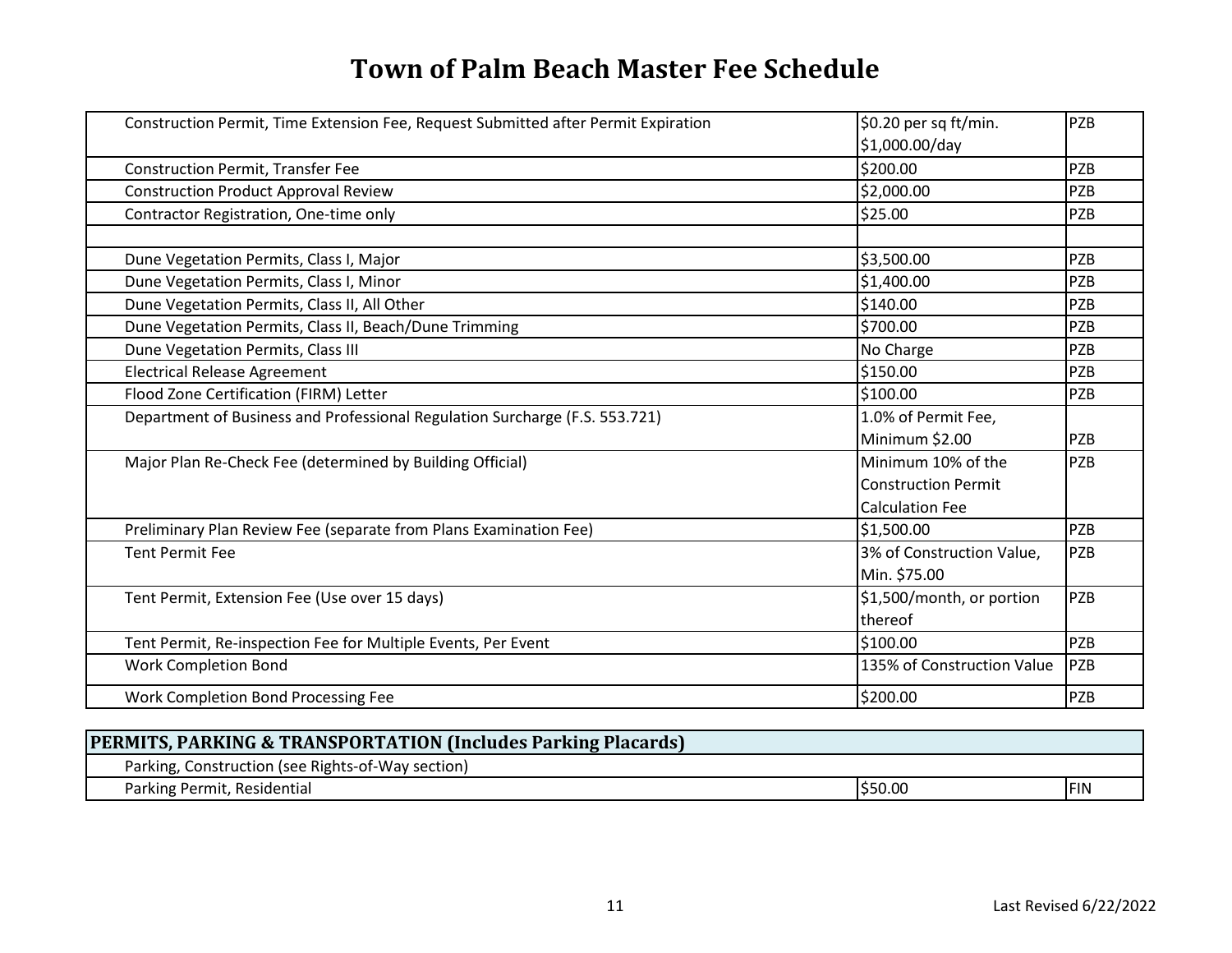# Town of Palm Beach Master Fee Schedule

| | | |
|---|---|---|
| Construction Permit, Time Extension Fee, Request Submitted after Permit Expiration | $0.20 per sq ft/min. $1,000.00/day | PZB |
| Construction Permit, Transfer Fee | $200.00 | PZB |
| Construction Product Approval Review | $2,000.00 | PZB |
| Contractor Registration, One-time only | $25.00 | PZB |
| | | |
| Dune Vegetation Permits, Class I, Major | $3,500.00 | PZB |
| Dune Vegetation Permits, Class I, Minor | $1,400.00 | PZB |
| Dune Vegetation Permits, Class II, All Other | $140.00 | PZB |
| Dune Vegetation Permits, Class II, Beach/Dune Trimming | $700.00 | PZB |
| Dune Vegetation Permits, Class III | No Charge | PZB |
| Electrical Release Agreement | $150.00 | PZB |
| Flood Zone Certification (FIRM) Letter | $100.00 | PZB |
| Department of Business and Professional Regulation Surcharge (F.S. 553.721) | 1.0% of Permit Fee, Minimum $2.00 | PZB |
| Major Plan Re-Check Fee (determined by Building Official) | Minimum 10% of the Construction Permit Calculation Fee | PZB |
| Preliminary Plan Review Fee (separate from Plans Examination Fee) | $1,500.00 | PZB |
| Tent Permit Fee | 3% of Construction Value, Min. $75.00 | PZB |
| Tent Permit, Extension Fee (Use over 15 days) | $1,500/month, or portion thereof | PZB |
| Tent Permit, Re-inspection Fee for Multiple Events, Per Event | $100.00 | PZB |
| Work Completion Bond | 135% of Construction Value | PZB |
| Work Completion Bond Processing Fee | $200.00 | PZB |

| **PERMITS, PARKING & TRANSPORTATION (Includes Parking Placards)** | | |
|---|---|---|
| Parking, Construction (see Rights-of-Way section) | | |
| Parking Permit, Residential | $50.00 | FIN |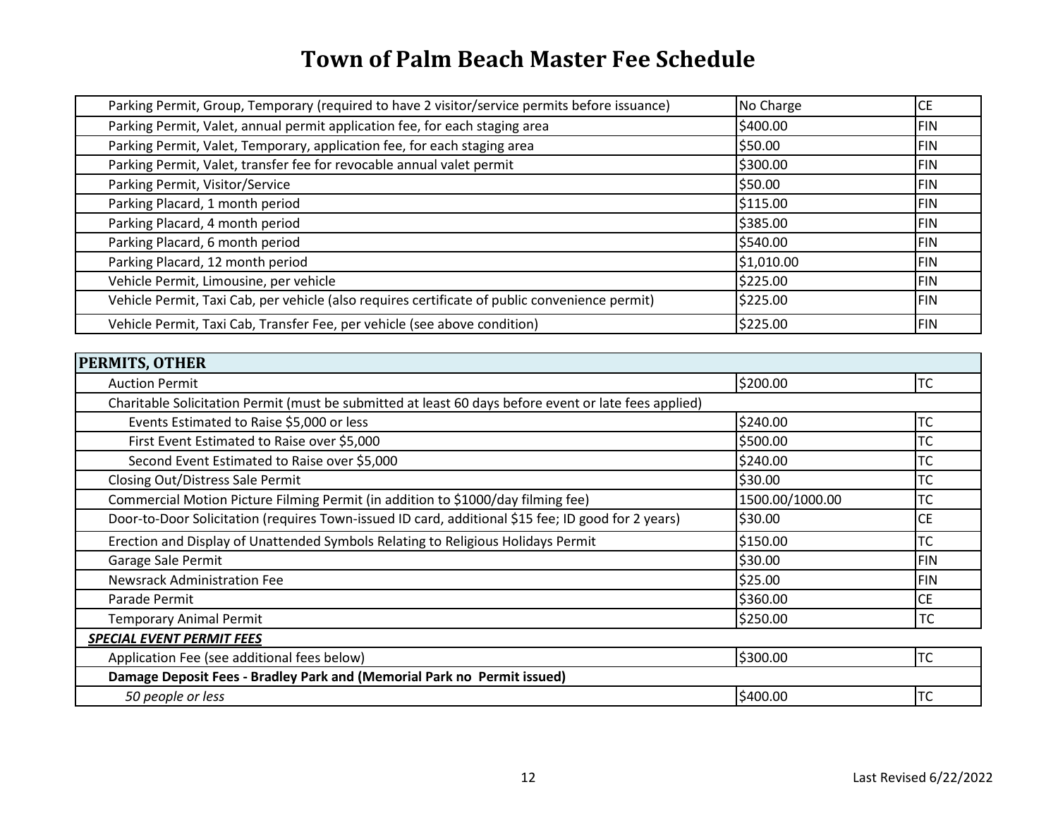# Town of Palm Beach Master Fee Schedule

| | | |
|---|---|---|
| Parking Permit, Group, Temporary (required to have 2 visitor/service permits before issuance) | No Charge | CE |
| Parking Permit, Valet, annual permit application fee, for each staging area | $400.00 | FIN |
| Parking Permit, Valet, Temporary, application fee, for each staging area | $50.00 | FIN |
| Parking Permit, Valet, transfer fee for revocable annual valet permit | $300.00 | FIN |
| Parking Permit, Visitor/Service | $50.00 | FIN |
| Parking Placard, 1 month period | $115.00 | FIN |
| Parking Placard, 4 month period | $385.00 | FIN |
| Parking Placard, 6 month period | $540.00 | FIN |
| Parking Placard, 12 month period | $1,010.00 | FIN |
| Vehicle Permit, Limousine, per vehicle | $225.00 | FIN |
| Vehicle Permit, Taxi Cab, per vehicle (also requires certificate of public convenience permit) | $225.00 | FIN |
| Vehicle Permit, Taxi Cab, Transfer Fee, per vehicle (see above condition) | $225.00 | FIN |

| **PERMITS, OTHER** | | |
|---|---|---|
| Auction Permit | $200.00 | TC |
| Charitable Solicitation Permit (must be submitted at least 60 days before event or late fees applied) | | |
| Events Estimated to Raise $5,000 or less | $240.00 | TC |
| First Event Estimated to Raise over $5,000 | $500.00 | TC |
| Second Event Estimated to Raise over $5,000 | $240.00 | TC |
| Closing Out/Distress Sale Permit | $30.00 | TC |
| Commercial Motion Picture Filming Permit (in addition to $1000/day filming fee) | 1500.00/1000.00 | TC |
| Door-to-Door Solicitation (requires Town-issued ID card, additional $15 fee; ID good for 2 years) | $30.00 | CE |
| Erection and Display of Unattended Symbols Relating to Religious Holidays Permit | $150.00 | TC |
| Garage Sale Permit | $30.00 | FIN |
| Newsrack Administration Fee | $25.00 | FIN |
| Parade Permit | $360.00 | CE |
| Temporary Animal Permit | $250.00 | TC |
| ***SPECIAL EVENT PERMIT FEES*** | | |
| Application Fee (see additional fees below) | $300.00 | TC |
| **Damage Deposit Fees - Bradley Park and (Memorial Park no Permit issued)** | | |
| *50 people or less* | $400.00 | TC |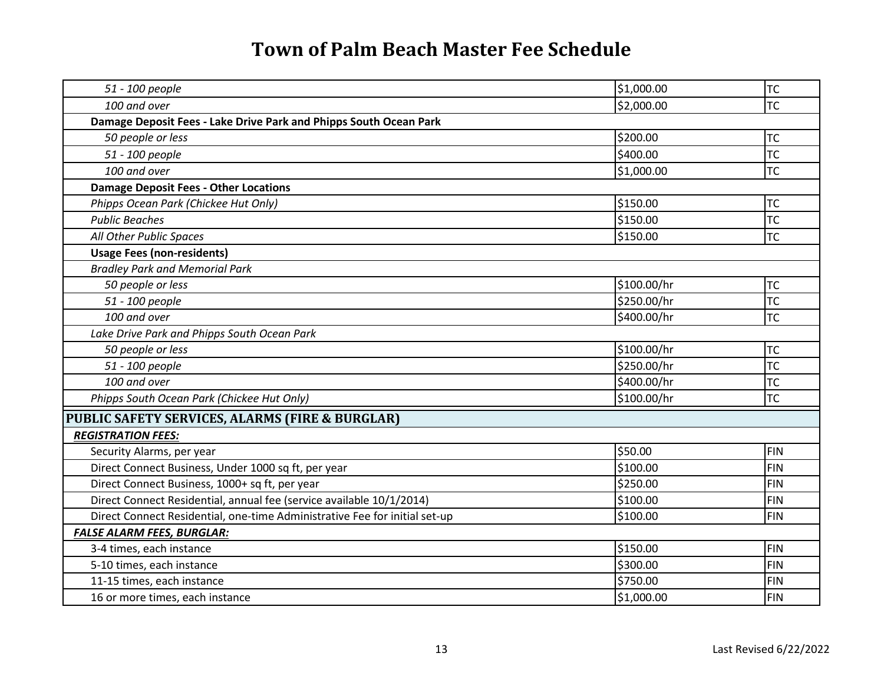# Town of Palm Beach Master Fee Schedule

| | | |
|---|---|---|
| *51 - 100 people* | $1,000.00 | TC |
| *100 and over* | $2,000.00 | TC |
| **Damage Deposit Fees - Lake Drive Park and Phipps South Ocean Park** | | |
| *50 people or less* | $200.00 | TC |
| *51 - 100 people* | $400.00 | TC |
| *100 and over* | $1,000.00 | TC |
| **Damage Deposit Fees - Other Locations** | | |
| *Phipps Ocean Park (Chickee Hut Only)* | $150.00 | TC |
| *Public Beaches* | $150.00 | TC |
| *All Other Public Spaces* | $150.00 | TC |
| **Usage Fees (non-residents)** | | |
| *Bradley Park and Memorial Park* | | |
| *50 people or less* | $100.00/hr | TC |
| *51 - 100 people* | $250.00/hr | TC |
| *100 and over* | $400.00/hr | TC |
| *Lake Drive Park and Phipps South Ocean Park* | | |
| *50 people or less* | $100.00/hr | TC |
| *51 - 100 people* | $250.00/hr | TC |
| *100 and over* | $400.00/hr | TC |
| *Phipps South Ocean Park (Chickee Hut Only)* | $100.00/hr | TC |
| **PUBLIC SAFETY SERVICES, ALARMS (FIRE & BURGLAR)** | | |
| ***REGISTRATION FEES:*** | | |
| Security Alarms, per year | $50.00 | FIN |
| Direct Connect Business, Under 1000 sq ft, per year | $100.00 | FIN |
| Direct Connect Business, 1000+ sq ft, per year | $250.00 | FIN |
| Direct Connect Residential, annual fee (service available 10/1/2014) | $100.00 | FIN |
| Direct Connect Residential, one-time Administrative Fee for initial set-up | $100.00 | FIN |
| ***FALSE ALARM FEES, BURGLAR:*** | | |
| 3-4 times, each instance | $150.00 | FIN |
| 5-10 times, each instance | $300.00 | FIN |
| 11-15 times, each instance | $750.00 | FIN |
| 16 or more times, each instance | $1,000.00 | FIN |

Last Revised 6/22/2022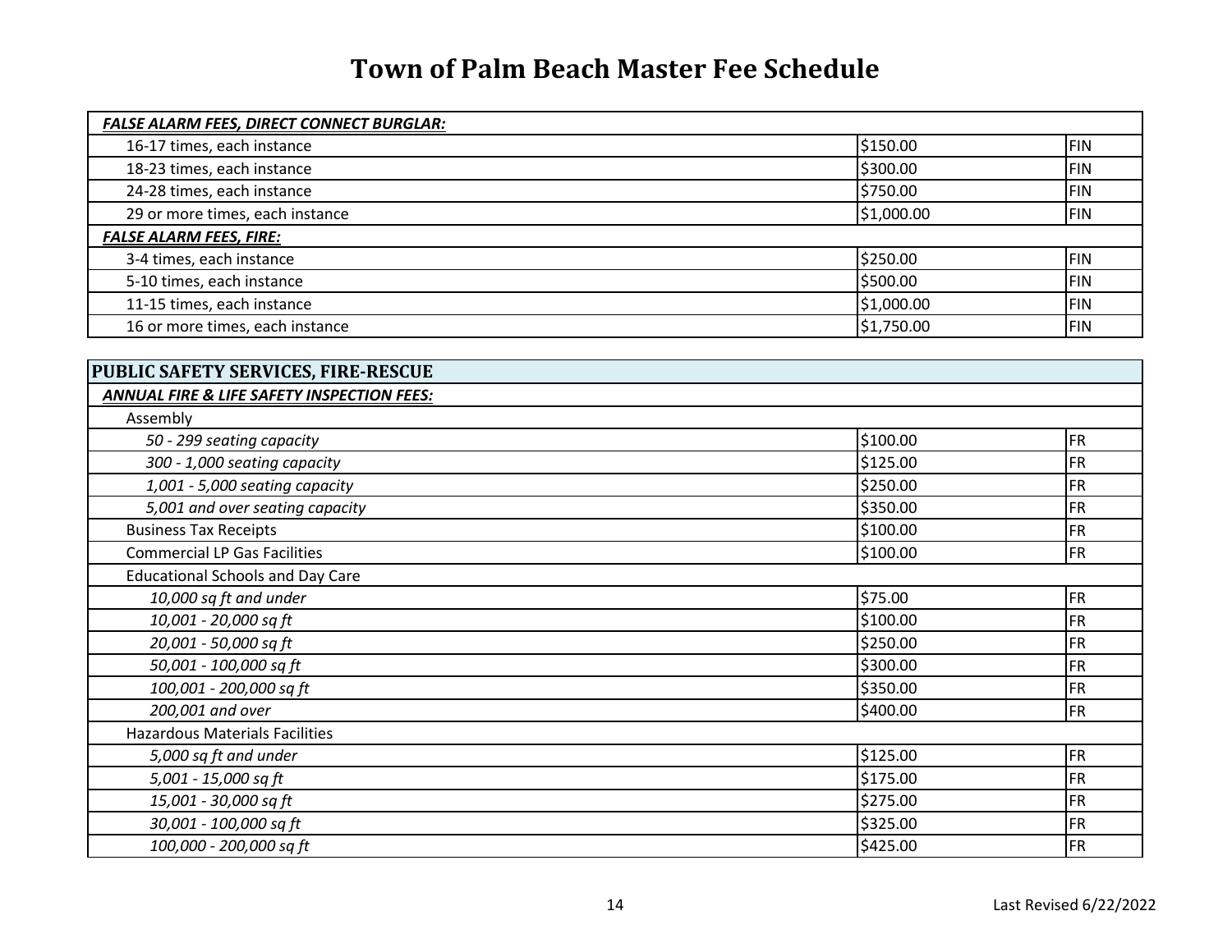# Town of Palm Beach Master Fee Schedule

| ***FALSE ALARM FEES, DIRECT CONNECT BURGLAR:*** | | |
|---|---|---|
| 16-17 times, each instance | $150.00 | FIN |
| 18-23 times, each instance | $300.00 | FIN |
| 24-28 times, each instance | $750.00 | FIN |
| 29 or more times, each instance | $1,000.00 | FIN |
| ***FALSE ALARM FEES, FIRE:*** | | |
| 3-4 times, each instance | $250.00 | FIN |
| 5-10 times, each instance | $500.00 | FIN |
| 11-15 times, each instance | $1,000.00 | FIN |
| 16 or more times, each instance | $1,750.00 | FIN |

| **PUBLIC SAFETY SERVICES, FIRE-RESCUE** | | |
|---|---|---|
| ***ANNUAL FIRE & LIFE SAFETY INSPECTION FEES:*** | | |
| Assembly | | |
| *50 - 299 seating capacity* | $100.00 | FR |
| *300 - 1,000 seating capacity* | $125.00 | FR |
| *1,001 - 5,000 seating capacity* | $250.00 | FR |
| *5,001 and over seating capacity* | $350.00 | FR |
| Business Tax Receipts | $100.00 | FR |
| Commercial LP Gas Facilities | $100.00 | FR |
| Educational Schools and Day Care | | |
| *10,000 sq ft and under* | $75.00 | FR |
| *10,001 - 20,000 sq ft* | $100.00 | FR |
| *20,001 - 50,000 sq ft* | $250.00 | FR |
| *50,001 - 100,000 sq ft* | $300.00 | FR |
| *100,001 - 200,000 sq ft* | $350.00 | FR |
| *200,001 and over* | $400.00 | FR |
| Hazardous Materials Facilities | | |
| *5,000 sq ft and under* | $125.00 | FR |
| *5,001 - 15,000 sq ft* | $175.00 | FR |
| *15,001 - 30,000 sq ft* | $275.00 | FR |
| *30,001 - 100,000 sq ft* | $325.00 | FR |
| *100,000 - 200,000 sq ft* | $425.00 | FR |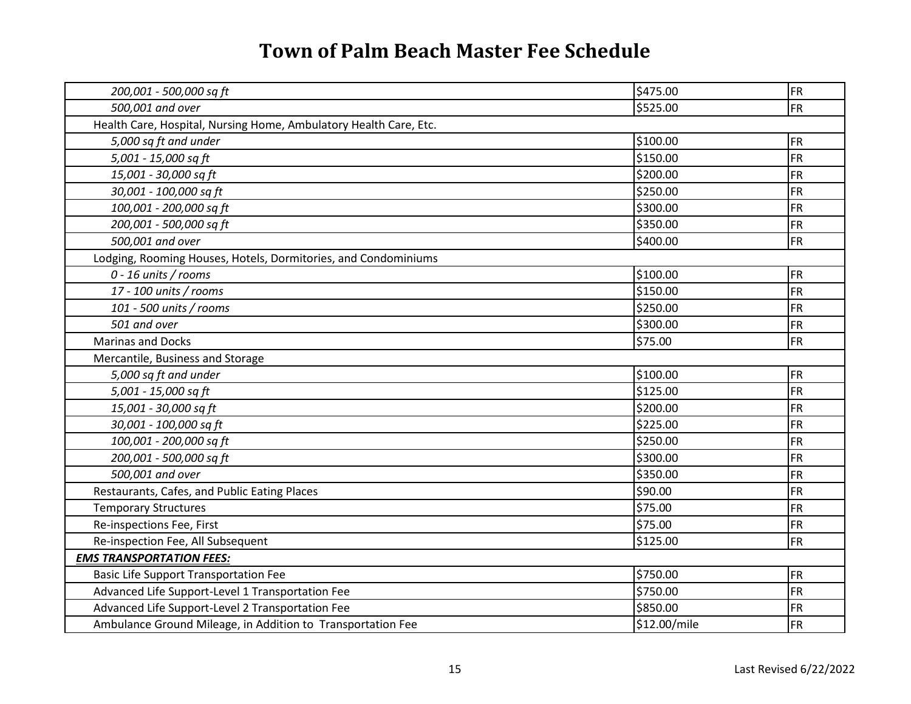# Town of Palm Beach Master Fee Schedule

| | | |
|---|---|---|
| *200,001 - 500,000 sq ft* | $475.00 | FR |
| *500,001 and over* | $525.00 | FR |
| Health Care, Hospital, Nursing Home, Ambulatory Health Care, Etc. | | |
| *5,000 sq ft and under* | $100.00 | FR |
| *5,001 - 15,000 sq ft* | $150.00 | FR |
| *15,001 - 30,000 sq ft* | $200.00 | FR |
| *30,001 - 100,000 sq ft* | $250.00 | FR |
| *100,001 - 200,000 sq ft* | $300.00 | FR |
| *200,001 - 500,000 sq ft* | $350.00 | FR |
| *500,001 and over* | $400.00 | FR |
| Lodging, Rooming Houses, Hotels, Dormitories, and Condominiums | | |
| *0 - 16 units / rooms* | $100.00 | FR |
| *17 - 100 units / rooms* | $150.00 | FR |
| *101 - 500 units / rooms* | $250.00 | FR |
| *501 and over* | $300.00 | FR |
| Marinas and Docks | $75.00 | FR |
| Mercantile, Business and Storage | | |
| *5,000 sq ft and under* | $100.00 | FR |
| *5,001 - 15,000 sq ft* | $125.00 | FR |
| *15,001 - 30,000 sq ft* | $200.00 | FR |
| *30,001 - 100,000 sq ft* | $225.00 | FR |
| *100,001 - 200,000 sq ft* | $250.00 | FR |
| *200,001 - 500,000 sq ft* | $300.00 | FR |
| *500,001 and over* | $350.00 | FR |
| Restaurants, Cafes, and Public Eating Places | $90.00 | FR |
| Temporary Structures | $75.00 | FR |
| Re-inspections Fee, First | $75.00 | FR |
| Re-inspection Fee, All Subsequent | $125.00 | FR |
| ***EMS TRANSPORTATION FEES:*** | | |
| Basic Life Support Transportation Fee | $750.00 | FR |
| Advanced Life Support-Level 1 Transportation Fee | $750.00 | FR |
| Advanced Life Support-Level 2 Transportation Fee | $850.00 | FR |
| Ambulance Ground Mileage, in Addition to Transportation Fee | $12.00/mile | FR |

Last Revised 6/22/2022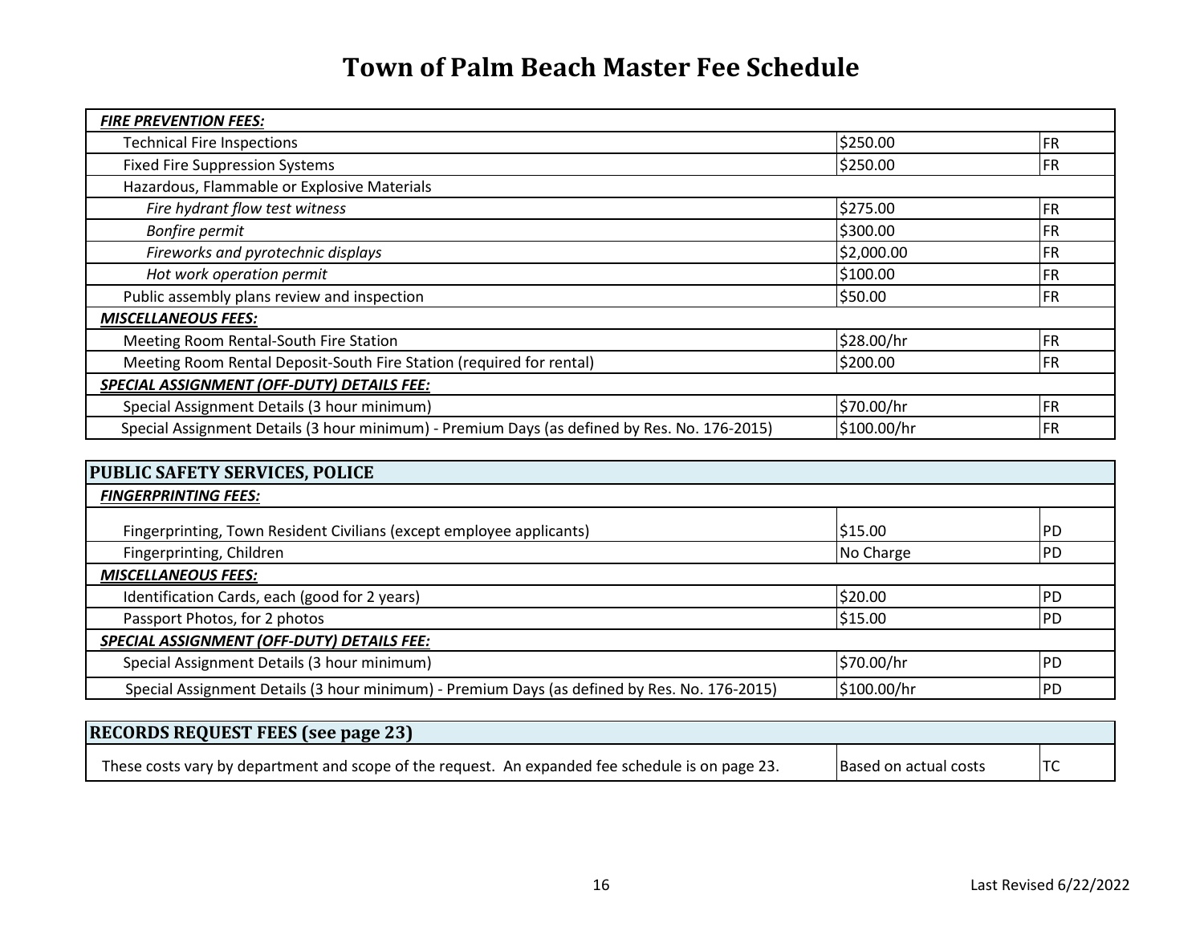# Town of Palm Beach Master Fee Schedule

| | | |
|---|---|---|
| ***FIRE PREVENTION FEES:*** | | |
| Technical Fire Inspections | $250.00 | FR |
| Fixed Fire Suppression Systems | $250.00 | FR |
| Hazardous, Flammable or Explosive Materials | | |
| *Fire hydrant flow test witness* | $275.00 | FR |
| *Bonfire permit* | $300.00 | FR |
| *Fireworks and pyrotechnic displays* | $2,000.00 | FR |
| *Hot work operation permit* | $100.00 | FR |
| Public assembly plans review and inspection | $50.00 | FR |
| ***MISCELLANEOUS FEES:*** | | |
| Meeting Room Rental-South Fire Station | $28.00/hr | FR |
| Meeting Room Rental Deposit-South Fire Station (required for rental) | $200.00 | FR |
| ***SPECIAL ASSIGNMENT (OFF-DUTY) DETAILS FEE:*** | | |
| Special Assignment Details (3 hour minimum) | $70.00/hr | FR |
| Special Assignment Details (3 hour minimum) - Premium Days (as defined by Res. No. 176-2015) | $100.00/hr | FR |

## PUBLIC SAFETY SERVICES, POLICE

| | | |
|---|---|---|
| ***FINGERPRINTING FEES:*** | | |
| Fingerprinting, Town Resident Civilians (except employee applicants) | $15.00 | PD |
| Fingerprinting, Children | No Charge | PD |
| ***MISCELLANEOUS FEES:*** | | |
| Identification Cards, each (good for 2 years) | $20.00 | PD |
| Passport Photos, for 2 photos | $15.00 | PD |
| ***SPECIAL ASSIGNMENT (OFF-DUTY) DETAILS FEE:*** | | |
| Special Assignment Details (3 hour minimum) | $70.00/hr | PD |
| Special Assignment Details (3 hour minimum) - Premium Days (as defined by Res. No. 176-2015) | $100.00/hr | PD |

## RECORDS REQUEST FEES (see page 23)

| | | |
|---|---|---|
| These costs vary by department and scope of the request. An expanded fee schedule is on page 23. | Based on actual costs | TC |

Last Revised 6/22/2022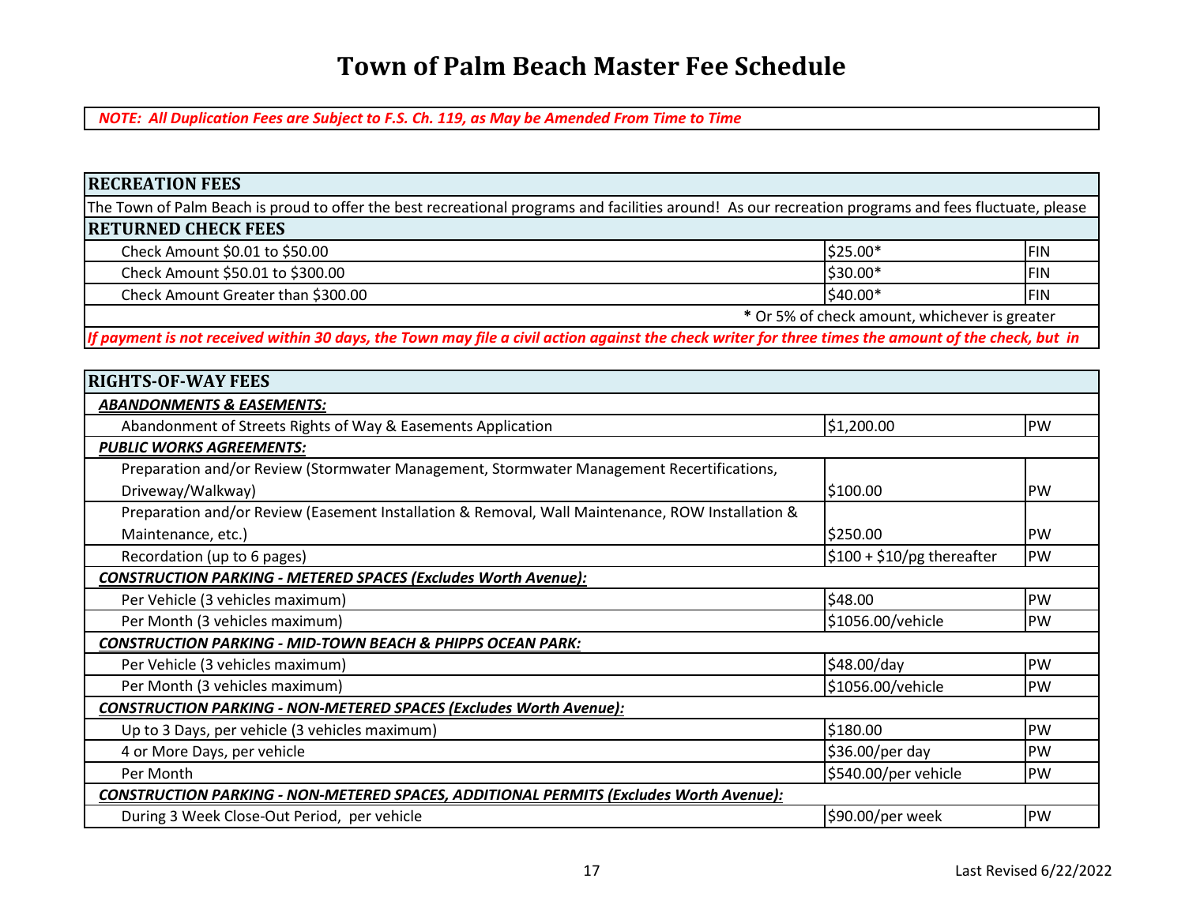# Town of Palm Beach Master Fee Schedule

*NOTE: All Duplication Fees are Subject to F.S. Ch. 119, as May be Amended From Time to Time*

| RECREATION FEES | | |
|---|---|---|
| The Town of Palm Beach is proud to offer the best recreational programs and facilities around! As our recreation programs and fees fluctuate, please | | |

| RETURNED CHECK FEES | | |
|---|---|---|
| Check Amount $0.01 to $50.00 | $25.00* | FIN |
| Check Amount $50.01 to $300.00 | $30.00* | FIN |
| Check Amount Greater than $300.00 | $40.00* | FIN |
| | * Or 5% of check amount, whichever is greater | |
| *If payment is not received within 30 days, the Town may file a civil action against the check writer for three times the amount of the check, but in* | | |

| RIGHTS-OF-WAY FEES | | |
|---|---|---|
| ***ABANDONMENTS & EASEMENTS:*** | | |
| Abandonment of Streets Rights of Way & Easements Application | $1,200.00 | PW |
| ***PUBLIC WORKS AGREEMENTS:*** | | |
| Preparation and/or Review (Stormwater Management, Stormwater Management Recertifications, Driveway/Walkway) | $100.00 | PW |
| Preparation and/or Review (Easement Installation & Removal, Wall Maintenance, ROW Installation & Maintenance, etc.) | $250.00 | PW |
| Recordation (up to 6 pages) | $100 + $10/pg thereafter | PW |
| ***CONSTRUCTION PARKING - METERED SPACES (Excludes Worth Avenue):*** | | |
| Per Vehicle (3 vehicles maximum) | $48.00 | PW |
| Per Month (3 vehicles maximum) | $1056.00/vehicle | PW |
| ***CONSTRUCTION PARKING - MID-TOWN BEACH & PHIPPS OCEAN PARK:*** | | |
| Per Vehicle (3 vehicles maximum) | $48.00/day | PW |
| Per Month (3 vehicles maximum) | $1056.00/vehicle | PW |
| ***CONSTRUCTION PARKING - NON-METERED SPACES (Excludes Worth Avenue):*** | | |
| Up to 3 Days, per vehicle (3 vehicles maximum) | $180.00 | PW |
| 4 or More Days, per vehicle | $36.00/per day | PW |
| Per Month | $540.00/per vehicle | PW |
| ***CONSTRUCTION PARKING - NON-METERED SPACES, ADDITIONAL PERMITS (Excludes Worth Avenue):*** | | |
| During 3 Week Close-Out Period, per vehicle | $90.00/per week | PW |

Last Revised 6/22/2022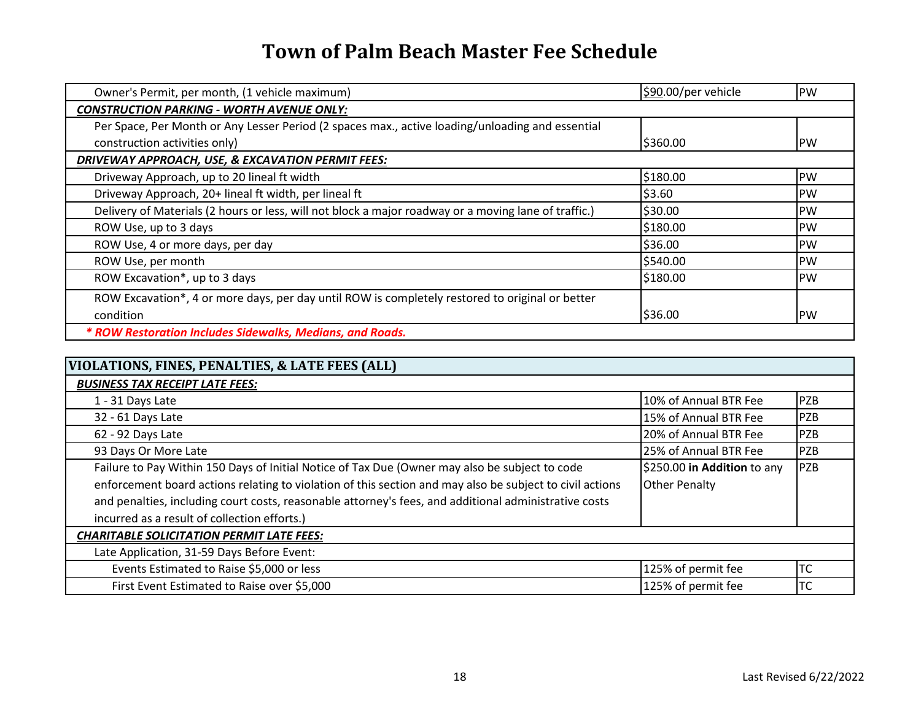# Town of Palm Beach Master Fee Schedule

| | | |
|---|---|---|
| Owner's Permit, per month, (1 vehicle maximum) | $90.00/per vehicle | PW |
| ***CONSTRUCTION PARKING - WORTH AVENUE ONLY:*** | | |
| Per Space, Per Month or Any Lesser Period (2 spaces max., active loading/unloading and essential construction activities only) | $360.00 | PW |
| ***DRIVEWAY APPROACH, USE, & EXCAVATION PERMIT FEES:*** | | |
| Driveway Approach, up to 20 lineal ft width | $180.00 | PW |
| Driveway Approach, 20+ lineal ft width, per lineal ft | $3.60 | PW |
| Delivery of Materials (2 hours or less, will not block a major roadway or a moving lane of traffic.) | $30.00 | PW |
| ROW Use, up to 3 days | $180.00 | PW |
| ROW Use, 4 or more days, per day | $36.00 | PW |
| ROW Use, per month | $540.00 | PW |
| ROW Excavation*, up to 3 days | $180.00 | PW |
| ROW Excavation*, 4 or more days, per day until ROW is completely restored to original or better condition | $36.00 | PW |
| ***\* ROW Restoration Includes Sidewalks, Medians, and Roads.*** | | |

| **VIOLATIONS, FINES, PENALTIES, & LATE FEES (ALL)** | | |
|---|---|---|
| ***BUSINESS TAX RECEIPT LATE FEES:*** | | |
| 1 - 31 Days Late | 10% of Annual BTR Fee | PZB |
| 32 - 61 Days Late | 15% of Annual BTR Fee | PZB |
| 62 - 92 Days Late | 20% of Annual BTR Fee | PZB |
| 93 Days Or More Late | 25% of Annual BTR Fee | PZB |
| Failure to Pay Within 150 Days of Initial Notice of Tax Due (Owner may also be subject to code enforcement board actions relating to violation of this section and may also be subject to civil actions and penalties, including court costs, reasonable attorney's fees, and additional administrative costs incurred as a result of collection efforts.) | $250.00 **in Addition** to any Other Penalty | PZB |
| ***CHARITABLE SOLICITATION PERMIT LATE FEES:*** | | |
| Late Application, 31-59 Days Before Event: | | |
| Events Estimated to Raise $5,000 or less | 125% of permit fee | TC |
| First Event Estimated to Raise over $5,000 | 125% of permit fee | TC |

Last Revised 6/22/2022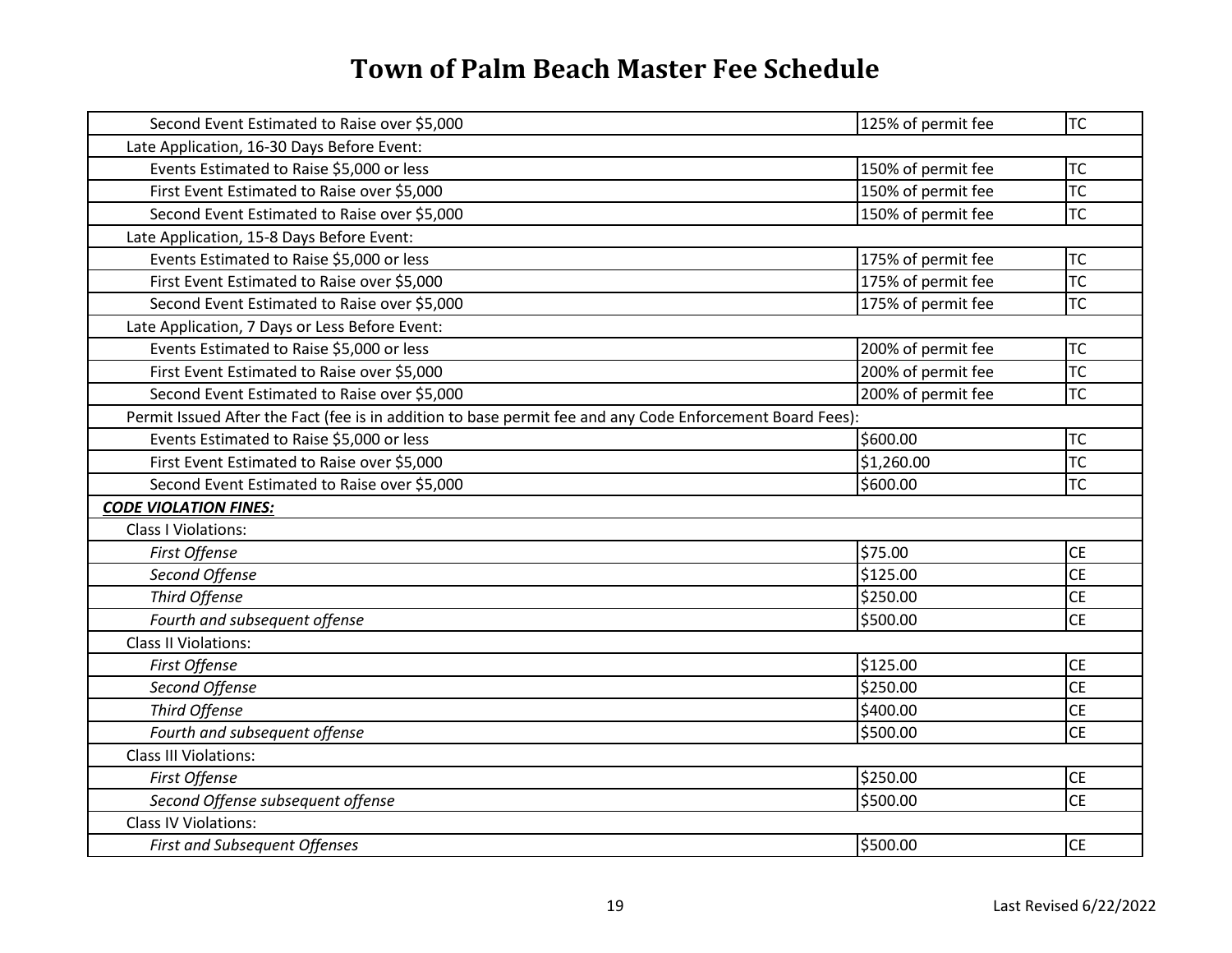# Town of Palm Beach Master Fee Schedule

| | | |
|---|---|---|
| Second Event Estimated to Raise over $5,000 | 125% of permit fee | TC |
| Late Application, 16-30 Days Before Event: | | |
| Events Estimated to Raise $5,000 or less | 150% of permit fee | TC |
| First Event Estimated to Raise over $5,000 | 150% of permit fee | TC |
| Second Event Estimated to Raise over $5,000 | 150% of permit fee | TC |
| Late Application, 15-8 Days Before Event: | | |
| Events Estimated to Raise $5,000 or less | 175% of permit fee | TC |
| First Event Estimated to Raise over $5,000 | 175% of permit fee | TC |
| Second Event Estimated to Raise over $5,000 | 175% of permit fee | TC |
| Late Application, 7 Days or Less Before Event: | | |
| Events Estimated to Raise $5,000 or less | 200% of permit fee | TC |
| First Event Estimated to Raise over $5,000 | 200% of permit fee | TC |
| Second Event Estimated to Raise over $5,000 | 200% of permit fee | TC |
| Permit Issued After the Fact (fee is in addition to base permit fee and any Code Enforcement Board Fees): | | |
| Events Estimated to Raise $5,000 or less | $600.00 | TC |
| First Event Estimated to Raise over $5,000 | $1,260.00 | TC |
| Second Event Estimated to Raise over $5,000 | $600.00 | TC |
| ***CODE VIOLATION FINES:*** | | |
| Class I Violations: | | |
| *First Offense* | $75.00 | CE |
| *Second Offense* | $125.00 | CE |
| *Third Offense* | $250.00 | CE |
| *Fourth and subsequent offense* | $500.00 | CE |
| Class II Violations: | | |
| *First Offense* | $125.00 | CE |
| *Second Offense* | $250.00 | CE |
| *Third Offense* | $400.00 | CE |
| *Fourth and subsequent offense* | $500.00 | CE |
| Class III Violations: | | |
| *First Offense* | $250.00 | CE |
| *Second Offense subsequent offense* | $500.00 | CE |
| Class IV Violations: | | |
| *First and Subsequent Offenses* | $500.00 | CE |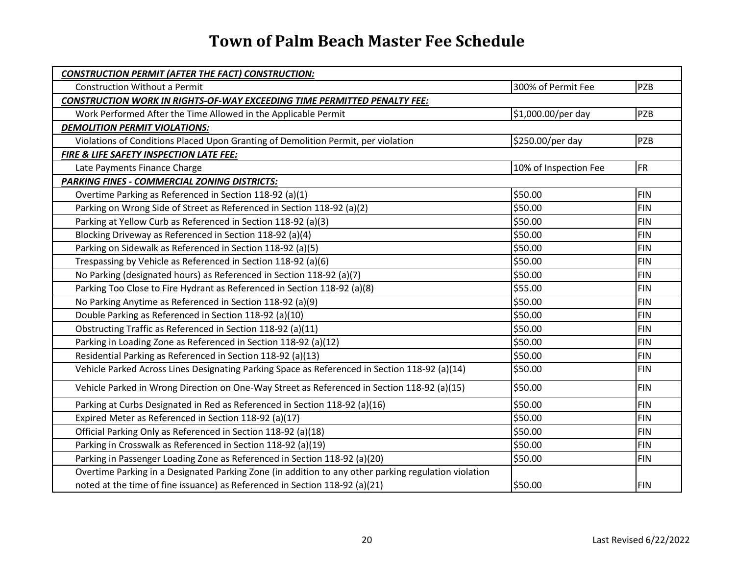# Town of Palm Beach Master Fee Schedule

| | | |
|---|---|---|
| ***CONSTRUCTION PERMIT (AFTER THE FACT) CONSTRUCTION:*** | | |
| Construction Without a Permit | 300% of Permit Fee | PZB |
| ***CONSTRUCTION WORK IN RIGHTS-OF-WAY EXCEEDING TIME PERMITTED PENALTY FEE:*** | | |
| Work Performed After the Time Allowed in the Applicable Permit | $1,000.00/per day | PZB |
| ***DEMOLITION PERMIT VIOLATIONS:*** | | |
| Violations of Conditions Placed Upon Granting of Demolition Permit, per violation | $250.00/per day | PZB |
| ***FIRE & LIFE SAFETY INSPECTION LATE FEE:*** | | |
| Late Payments Finance Charge | 10% of Inspection Fee | FR |
| ***PARKING FINES - COMMERCIAL ZONING DISTRICTS:*** | | |
| Overtime Parking as Referenced in Section 118-92 (a)(1) | $50.00 | FIN |
| Parking on Wrong Side of Street as Referenced in Section 118-92 (a)(2) | $50.00 | FIN |
| Parking at Yellow Curb as Referenced in Section 118-92 (a)(3) | $50.00 | FIN |
| Blocking Driveway as Referenced in Section 118-92 (a)(4) | $50.00 | FIN |
| Parking on Sidewalk as Referenced in Section 118-92 (a)(5) | $50.00 | FIN |
| Trespassing by Vehicle as Referenced in Section 118-92 (a)(6) | $50.00 | FIN |
| No Parking (designated hours) as Referenced in Section 118-92 (a)(7) | $50.00 | FIN |
| Parking Too Close to Fire Hydrant as Referenced in Section 118-92 (a)(8) | $55.00 | FIN |
| No Parking Anytime as Referenced in Section 118-92 (a)(9) | $50.00 | FIN |
| Double Parking as Referenced in Section 118-92 (a)(10) | $50.00 | FIN |
| Obstructing Traffic as Referenced in Section 118-92 (a)(11) | $50.00 | FIN |
| Parking in Loading Zone as Referenced in Section 118-92 (a)(12) | $50.00 | FIN |
| Residential Parking as Referenced in Section 118-92 (a)(13) | $50.00 | FIN |
| Vehicle Parked Across Lines Designating Parking Space as Referenced in Section 118-92 (a)(14) | $50.00 | FIN |
| Vehicle Parked in Wrong Direction on One-Way Street as Referenced in Section 118-92 (a)(15) | $50.00 | FIN |
| Parking at Curbs Designated in Red as Referenced in Section 118-92 (a)(16) | $50.00 | FIN |
| Expired Meter as Referenced in Section 118-92 (a)(17) | $50.00 | FIN |
| Official Parking Only as Referenced in Section 118-92 (a)(18) | $50.00 | FIN |
| Parking in Crosswalk as Referenced in Section 118-92 (a)(19) | $50.00 | FIN |
| Parking in Passenger Loading Zone as Referenced in Section 118-92 (a)(20) | $50.00 | FIN |
| Overtime Parking in a Designated Parking Zone (in addition to any other parking regulation violation noted at the time of fine issuance) as Referenced in Section 118-92 (a)(21) | $50.00 | FIN |

Last Revised 6/22/2022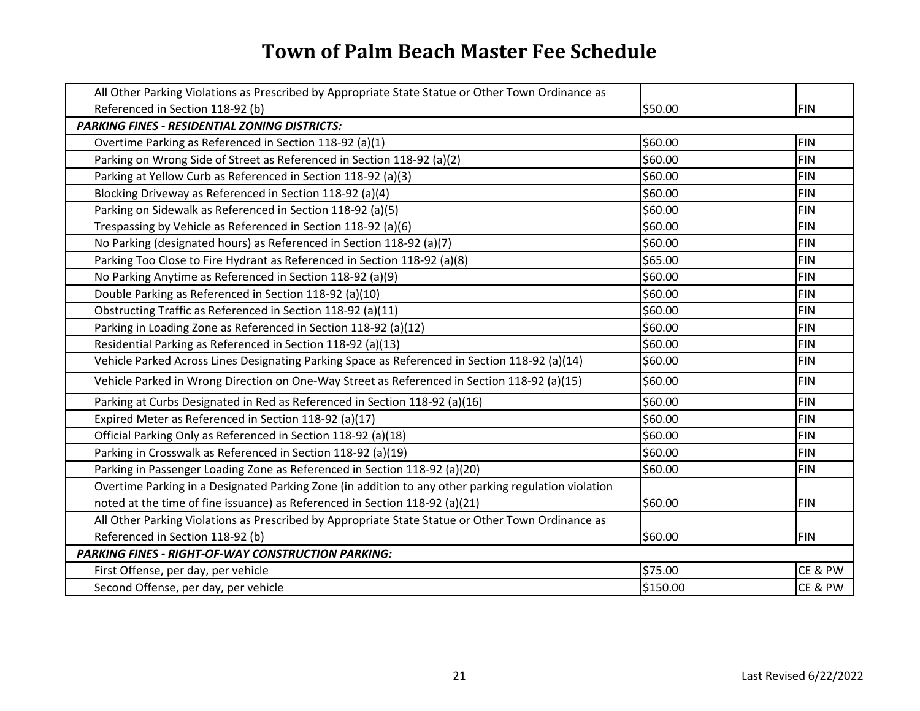# Town of Palm Beach Master Fee Schedule

| | | |
|---|---|---|
| All Other Parking Violations as Prescribed by Appropriate State Statue or Other Town Ordinance as Referenced in Section 118-92 (b) | $50.00 | FIN |
| ***PARKING FINES - RESIDENTIAL ZONING DISTRICTS:*** | | |
| Overtime Parking as Referenced in Section 118-92 (a)(1) | $60.00 | FIN |
| Parking on Wrong Side of Street as Referenced in Section 118-92 (a)(2) | $60.00 | FIN |
| Parking at Yellow Curb as Referenced in Section 118-92 (a)(3) | $60.00 | FIN |
| Blocking Driveway as Referenced in Section 118-92 (a)(4) | $60.00 | FIN |
| Parking on Sidewalk as Referenced in Section 118-92 (a)(5) | $60.00 | FIN |
| Trespassing by Vehicle as Referenced in Section 118-92 (a)(6) | $60.00 | FIN |
| No Parking (designated hours) as Referenced in Section 118-92 (a)(7) | $60.00 | FIN |
| Parking Too Close to Fire Hydrant as Referenced in Section 118-92 (a)(8) | $65.00 | FIN |
| No Parking Anytime as Referenced in Section 118-92 (a)(9) | $60.00 | FIN |
| Double Parking as Referenced in Section 118-92 (a)(10) | $60.00 | FIN |
| Obstructing Traffic as Referenced in Section 118-92 (a)(11) | $60.00 | FIN |
| Parking in Loading Zone as Referenced in Section 118-92 (a)(12) | $60.00 | FIN |
| Residential Parking as Referenced in Section 118-92 (a)(13) | $60.00 | FIN |
| Vehicle Parked Across Lines Designating Parking Space as Referenced in Section 118-92 (a)(14) | $60.00 | FIN |
| Vehicle Parked in Wrong Direction on One-Way Street as Referenced in Section 118-92 (a)(15) | $60.00 | FIN |
| Parking at Curbs Designated in Red as Referenced in Section 118-92 (a)(16) | $60.00 | FIN |
| Expired Meter as Referenced in Section 118-92 (a)(17) | $60.00 | FIN |
| Official Parking Only as Referenced in Section 118-92 (a)(18) | $60.00 | FIN |
| Parking in Crosswalk as Referenced in Section 118-92 (a)(19) | $60.00 | FIN |
| Parking in Passenger Loading Zone as Referenced in Section 118-92 (a)(20) | $60.00 | FIN |
| Overtime Parking in a Designated Parking Zone (in addition to any other parking regulation violation noted at the time of fine issuance) as Referenced in Section 118-92 (a)(21) | $60.00 | FIN |
| All Other Parking Violations as Prescribed by Appropriate State Statue or Other Town Ordinance as Referenced in Section 118-92 (b) | $60.00 | FIN |
| ***PARKING FINES - RIGHT-OF-WAY CONSTRUCTION PARKING:*** | | |
| First Offense, per day, per vehicle | $75.00 | CE & PW |
| Second Offense, per day, per vehicle | $150.00 | CE & PW |

Last Revised 6/22/2022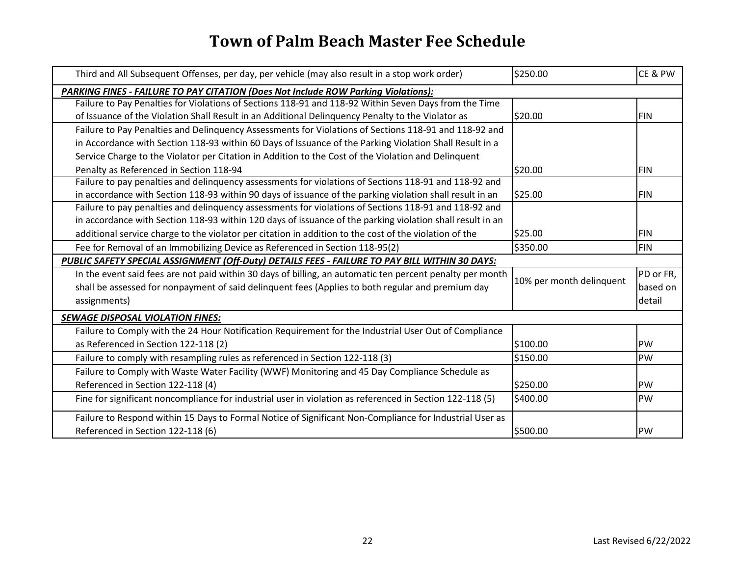# Town of Palm Beach Master Fee Schedule

| | | |
|---|---|---|
| Third and All Subsequent Offenses, per day, per vehicle (may also result in a stop work order) | $250.00 | CE & PW |
| ***PARKING FINES - FAILURE TO PAY CITATION (Does Not Include ROW Parking Violations):*** | | |
| Failure to Pay Penalties for Violations of Sections 118-91 and 118-92 Within Seven Days from the Time of Issuance of the Violation Shall Result in an Additional Delinquency Penalty to the Violator as | $20.00 | FIN |
| Failure to Pay Penalties and Delinquency Assessments for Violations of Sections 118-91 and 118-92 and in Accordance with Section 118-93 within 60 Days of Issuance of the Parking Violation Shall Result in a Service Charge to the Violator per Citation in Addition to the Cost of the Violation and Delinquent Penalty as Referenced in Section 118-94 | $20.00 | FIN |
| Failure to pay penalties and delinquency assessments for violations of Sections 118-91 and 118-92 and in accordance with Section 118-93 within 90 days of issuance of the parking violation shall result in an | $25.00 | FIN |
| Failure to pay penalties and delinquency assessments for violations of Sections 118-91 and 118-92 and in accordance with Section 118-93 within 120 days of issuance of the parking violation shall result in an additional service charge to the violator per citation in addition to the cost of the violation of the | $25.00 | FIN |
| Fee for Removal of an Immobilizing Device as Referenced in Section 118-95(2) | $350.00 | FIN |
| ***PUBLIC SAFETY SPECIAL ASSIGNMENT (Off-Duty) DETAILS FEES - FAILURE TO PAY BILL WITHIN 30 DAYS:*** | | |
| In the event said fees are not paid within 30 days of billing, an automatic ten percent penalty per month shall be assessed for nonpayment of said delinquent fees (Applies to both regular and premium day assignments) | 10% per month delinquent | PD or FR, based on detail |
| ***SEWAGE DISPOSAL VIOLATION FINES:*** | | |
| Failure to Comply with the 24 Hour Notification Requirement for the Industrial User Out of Compliance as Referenced in Section 122-118 (2) | $100.00 | PW |
| Failure to comply with resampling rules as referenced in Section 122-118 (3) | $150.00 | PW |
| Failure to Comply with Waste Water Facility (WWF) Monitoring and 45 Day Compliance Schedule as Referenced in Section 122-118 (4) | $250.00 | PW |
| Fine for significant noncompliance for industrial user in violation as referenced in Section 122-118 (5) | $400.00 | PW |
| Failure to Respond within 15 Days to Formal Notice of Significant Non-Compliance for Industrial User as Referenced in Section 122-118 (6) | $500.00 | PW |

Last Revised 6/22/2022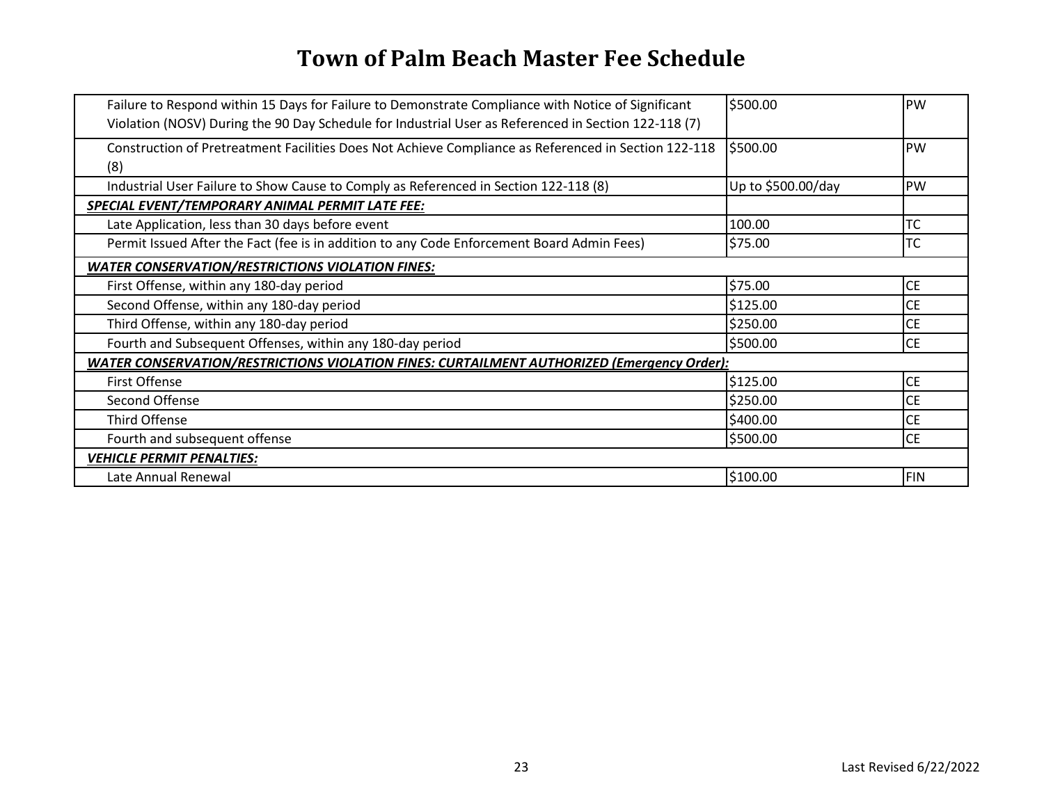# Town of Palm Beach Master Fee Schedule

| | | |
|---|---|---|
| Failure to Respond within 15 Days for Failure to Demonstrate Compliance with Notice of Significant Violation (NOSV) During the 90 Day Schedule for Industrial User as Referenced in Section 122-118 (7) | $500.00 | PW |
| Construction of Pretreatment Facilities Does Not Achieve Compliance as Referenced in Section 122-118 (8) | $500.00 | PW |
| Industrial User Failure to Show Cause to Comply as Referenced in Section 122-118 (8) | Up to $500.00/day | PW |
| ***SPECIAL EVENT/TEMPORARY ANIMAL PERMIT LATE FEE:*** | | |
| Late Application, less than 30 days before event | 100.00 | TC |
| Permit Issued After the Fact (fee is in addition to any Code Enforcement Board Admin Fees) | $75.00 | TC |
| ***WATER CONSERVATION/RESTRICTIONS VIOLATION FINES:*** | | |
| First Offense, within any 180-day period | $75.00 | CE |
| Second Offense, within any 180-day period | $125.00 | CE |
| Third Offense, within any 180-day period | $250.00 | CE |
| Fourth and Subsequent Offenses, within any 180-day period | $500.00 | CE |
| ***WATER CONSERVATION/RESTRICTIONS VIOLATION FINES: CURTAILMENT AUTHORIZED (Emergency Order):*** | | |
| First Offense | $125.00 | CE |
| Second Offense | $250.00 | CE |
| Third Offense | $400.00 | CE |
| Fourth and subsequent offense | $500.00 | CE |
| ***VEHICLE PERMIT PENALTIES:*** | | |
| Late Annual Renewal | $100.00 | FIN |

Last Revised 6/22/2022